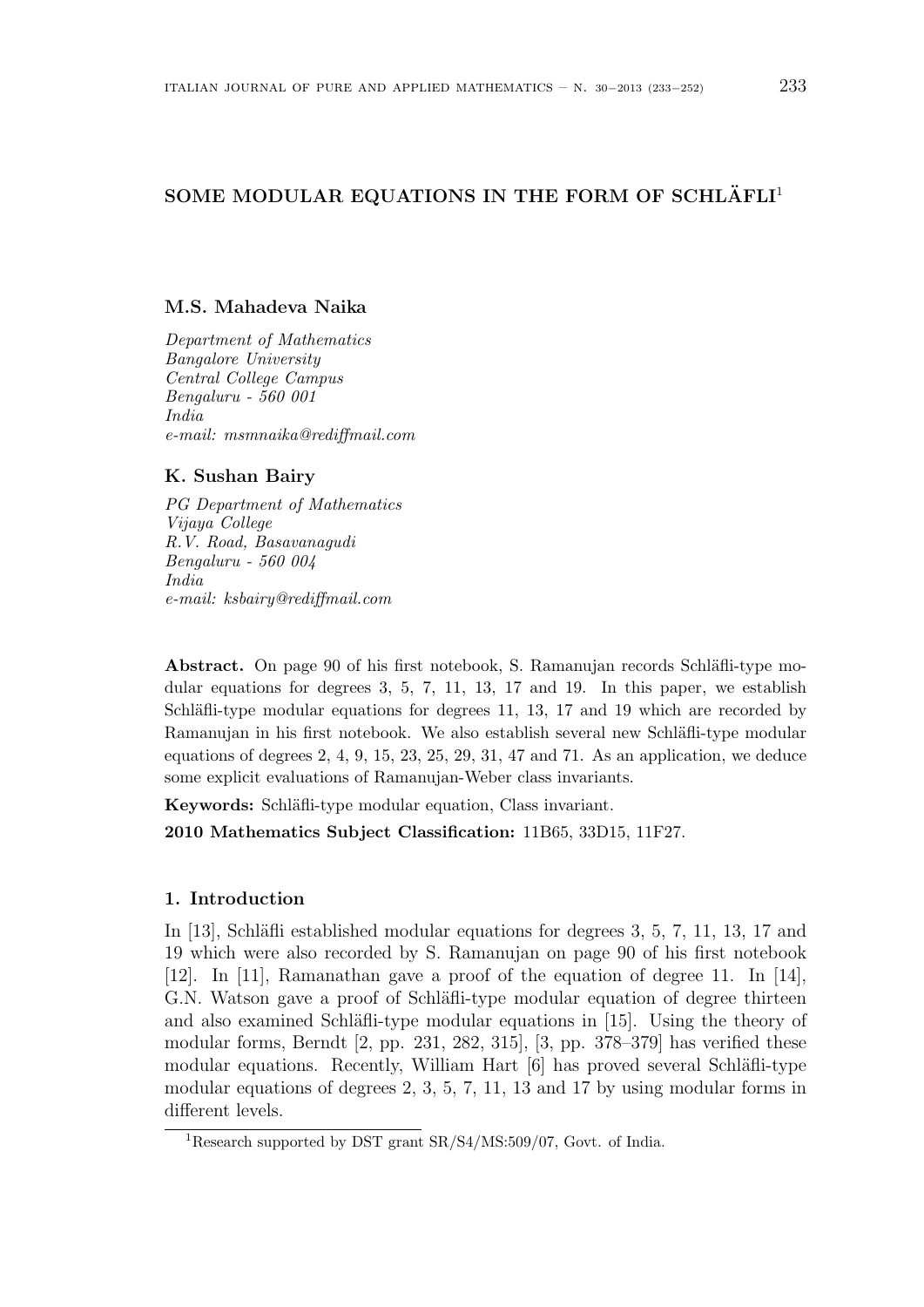# SOME MODULAR EQUATIONS IN THE FORM OF SCHLÄFLI[1]

**M.S. Mahadeva Naika**

*Department of Mathematics*
*Bangalore University*
*Central College Campus*
*Bengaluru - 560 001*
*India*
*e-mail: msmnaika@rediffmail.com*

**K. Sushan Bairy**

*PG Department of Mathematics*
*Vijaya College*
*R.V. Road, Basavanagudi*
*Bengaluru - 560 004*
*India*
*e-mail: ksbairy@rediffmail.com*

**Abstract.** On page 90 of his first notebook, S. Ramanujan records Schläfli-type modular equations for degrees 3, 5, 7, 11, 13, 17 and 19. In this paper, we establish Schläfli-type modular equations for degrees 11, 13, 17 and 19 which are recorded by Ramanujan in his first notebook. We also establish several new Schläfli-type modular equations of degrees 2, 4, 9, 15, 23, 25, 29, 31, 47 and 71. As an application, we deduce some explicit evaluations of Ramanujan-Weber class invariants.

**Keywords:** Schläfli-type modular equation, Class invariant.

**2010 Mathematics Subject Classification:** 11B65, 33D15, 11F27.

## 1. Introduction

In [13], Schläfli established modular equations for degrees 3, 5, 7, 11, 13, 17 and 19 which were also recorded by S. Ramanujan on page 90 of his first notebook [12]. In [11], Ramanathan gave a proof of the equation of degree 11. In [14], G.N. Watson gave a proof of Schläfli-type modular equation of degree thirteen and also examined Schläfli-type modular equations in [15]. Using the theory of modular forms, Berndt [2, pp. 231, 282, 315], [3, pp. 378–379] has verified these modular equations. Recently, William Hart [6] has proved several Schläfli-type modular equations of degrees 2, 3, 5, 7, 11, 13 and 17 by using modular forms in different levels.

[1] Research supported by DST grant SR/S4/MS:509/07, Govt. of India.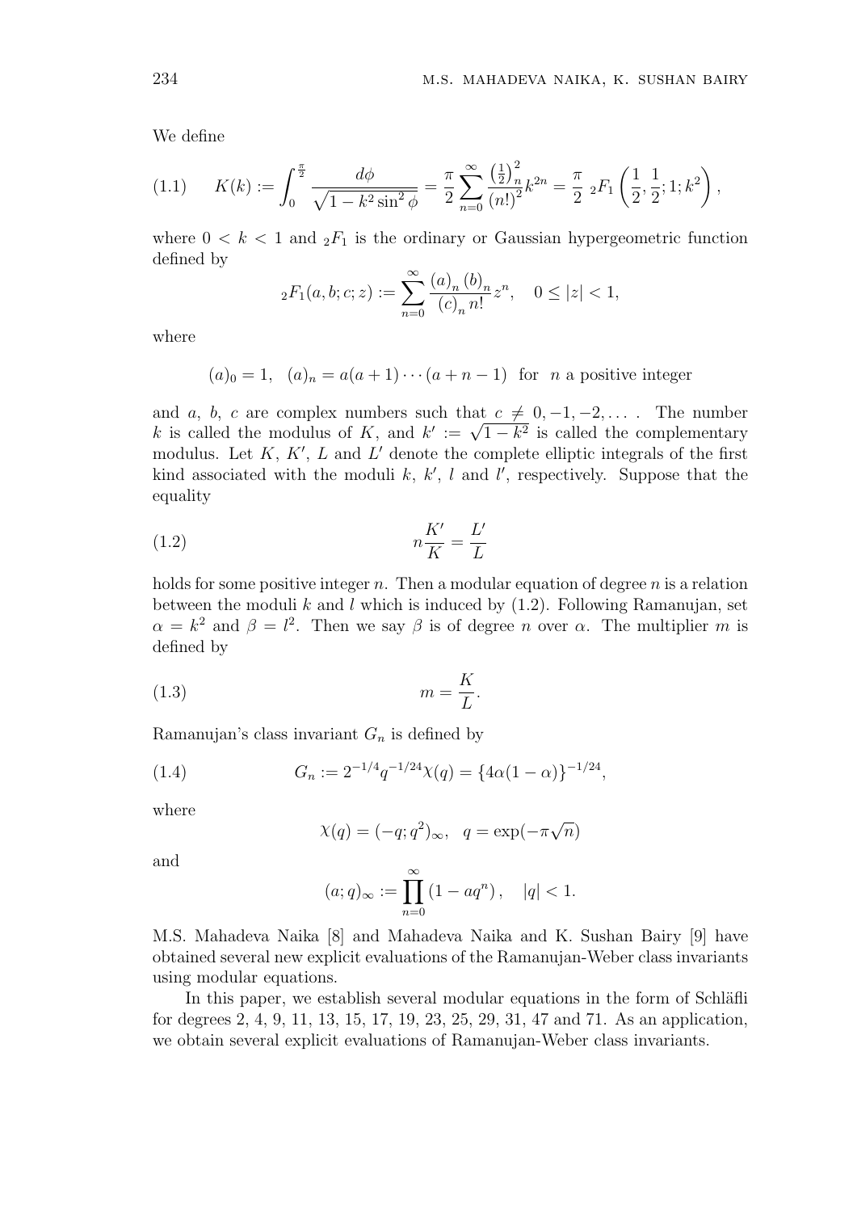We define

$$K(k) := \int_0^{\frac{\pi}{2}} \frac{d\phi}{\sqrt{1-k^2\sin^2\phi}} = \frac{\pi}{2}\sum_{n=0}^{\infty} \frac{\left(\frac{1}{2}\right)_n^2}{(n!)^2} k^{2n} = \frac{\pi}{2}\ {}_2F_1\left(\frac{1}{2}, \frac{1}{2}; 1; k^2\right), \tag{1.1}$$

where $0 < k < 1$ and ${}_2F_1$ is the ordinary or Gaussian hypergeometric function defined by

$${}_2F_1(a,b;c;z) := \sum_{n=0}^{\infty} \frac{(a)_n (b)_n}{(c)_n n!} z^n, \quad 0 \le |z| < 1,$$

where

$$(a)_0 = 1, \quad (a)_n = a(a+1)\cdots(a+n-1) \quad \text{for} \quad n \text{ a positive integer}$$

and $a$, $b$, $c$ are complex numbers such that $c \neq 0, -1, -2, \ldots$ . The number $k$ is called the modulus of $K$, and $k' := \sqrt{1-k^2}$ is called the complementary modulus. Let $K$, $K'$, $L$ and $L'$ denote the complete elliptic integrals of the first kind associated with the moduli $k$, $k'$, $l$ and $l'$, respectively. Suppose that the equality

$$n\frac{K'}{K} = \frac{L'}{L} \tag{1.2}$$

holds for some positive integer $n$. Then a modular equation of degree $n$ is a relation between the moduli $k$ and $l$ which is induced by (1.2). Following Ramanujan, set $\alpha = k^2$ and $\beta = l^2$. Then we say $\beta$ is of degree $n$ over $\alpha$. The multiplier $m$ is defined by

$$m = \frac{K}{L}. \tag{1.3}$$

Ramanujan's class invariant $G_n$ is defined by

$$G_n := 2^{-1/4} q^{-1/24} \chi(q) = \{4\alpha(1-\alpha)\}^{-1/24}, \tag{1.4}$$

where

$$\chi(q) = (-q; q^2)_\infty, \quad q = \exp(-\pi\sqrt{n})$$

and

$$(a;q)_\infty := \prod_{n=0}^{\infty} (1 - aq^n), \quad |q| < 1.$$

M.S. Mahadeva Naika [8] and Mahadeva Naika and K. Sushan Bairy [9] have obtained several new explicit evaluations of the Ramanujan-Weber class invariants using modular equations.

In this paper, we establish several modular equations in the form of Schläfli for degrees 2, 4, 9, 11, 13, 15, 17, 19, 23, 25, 29, 31, 47 and 71. As an application, we obtain several explicit evaluations of Ramanujan-Weber class invariants.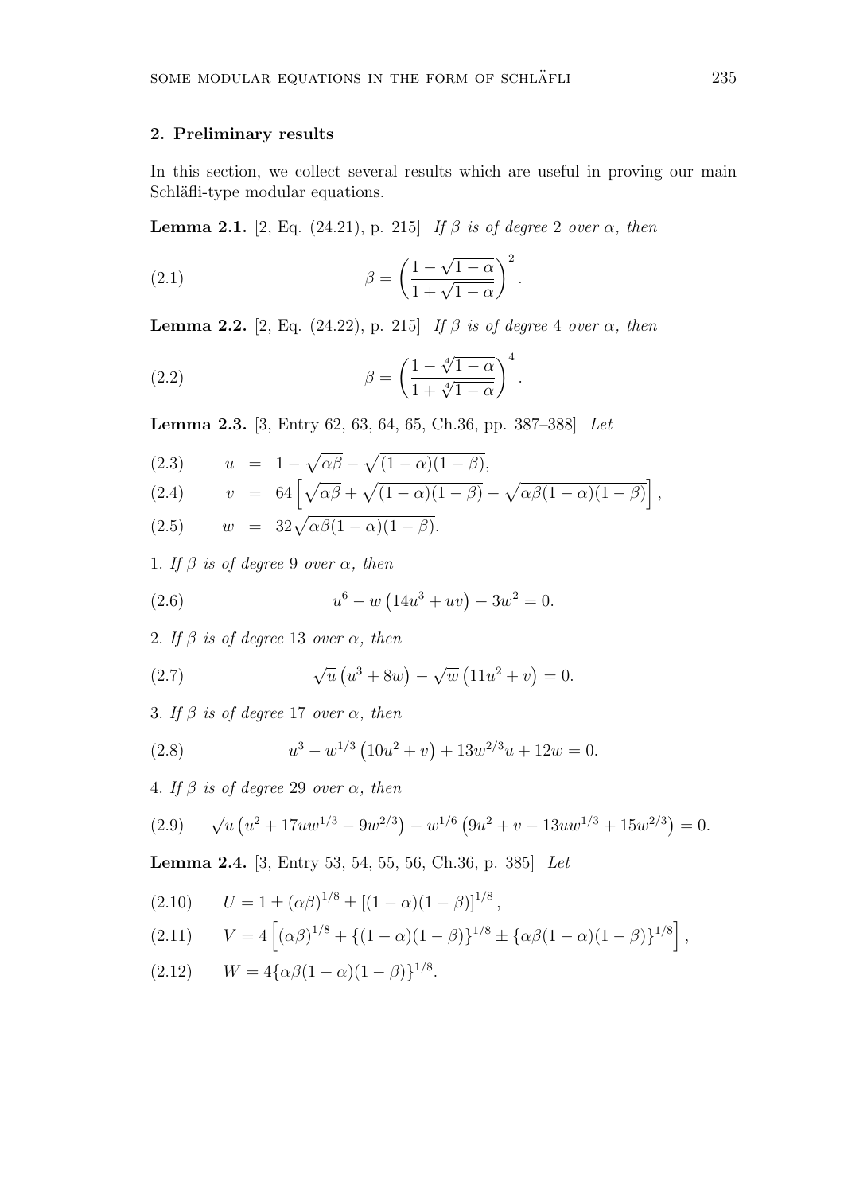## 2. Preliminary results

In this section, we collect several results which are useful in proving our main Schläfli-type modular equations.

**Lemma 2.1.** [2, Eq. (24.21), p. 215] *If $\beta$ is of degree 2 over $\alpha$, then*

$$\beta = \left(\frac{1-\sqrt{1-\alpha}}{1+\sqrt{1-\alpha}}\right)^2. \tag{2.1}$$

**Lemma 2.2.** [2, Eq. (24.22), p. 215] *If $\beta$ is of degree 4 over $\alpha$, then*

$$\beta = \left(\frac{1-\sqrt[4]{1-\alpha}}{1+\sqrt[4]{1-\alpha}}\right)^4. \tag{2.2}$$

**Lemma 2.3.** [3, Entry 62, 63, 64, 65, Ch.36, pp. 387–388] *Let*

$$u = 1-\sqrt{\alpha\beta}-\sqrt{(1-\alpha)(1-\beta)}, \tag{2.3}$$

$$v = 64\left[\sqrt{\alpha\beta}+\sqrt{(1-\alpha)(1-\beta)}-\sqrt{\alpha\beta(1-\alpha)(1-\beta)}\right], \tag{2.4}$$

$$w = 32\sqrt{\alpha\beta(1-\alpha)(1-\beta)}. \tag{2.5}$$

1. *If $\beta$ is of degree 9 over $\alpha$, then*

$$u^6 - w\left(14u^3+uv\right)-3w^2 = 0. \tag{2.6}$$

2. *If $\beta$ is of degree 13 over $\alpha$, then*

$$\sqrt{u}\left(u^3+8w\right)-\sqrt{w}\left(11u^2+v\right)=0. \tag{2.7}$$

3. *If $\beta$ is of degree 17 over $\alpha$, then*

$$u^3 - w^{1/3}\left(10u^2+v\right)+13w^{2/3}u+12w = 0. \tag{2.8}$$

4. *If $\beta$ is of degree 29 over $\alpha$, then*

$$\sqrt{u}\left(u^2+17uw^{1/3}-9w^{2/3}\right)-w^{1/6}\left(9u^2+v-13uw^{1/3}+15w^{2/3}\right)=0. \tag{2.9}$$

**Lemma 2.4.** [3, Entry 53, 54, 55, 56, Ch.36, p. 385] *Let*

$$U = 1 \pm (\alpha\beta)^{1/8} \pm \left[(1-\alpha)(1-\beta)\right]^{1/8}, \tag{2.10}$$

$$V = 4\left[(\alpha\beta)^{1/8}+\{(1-\alpha)(1-\beta)\}^{1/8}\pm\{\alpha\beta(1-\alpha)(1-\beta)\}^{1/8}\right], \tag{2.11}$$

$$W = 4\{\alpha\beta(1-\alpha)(1-\beta)\}^{1/8}. \tag{2.12}$$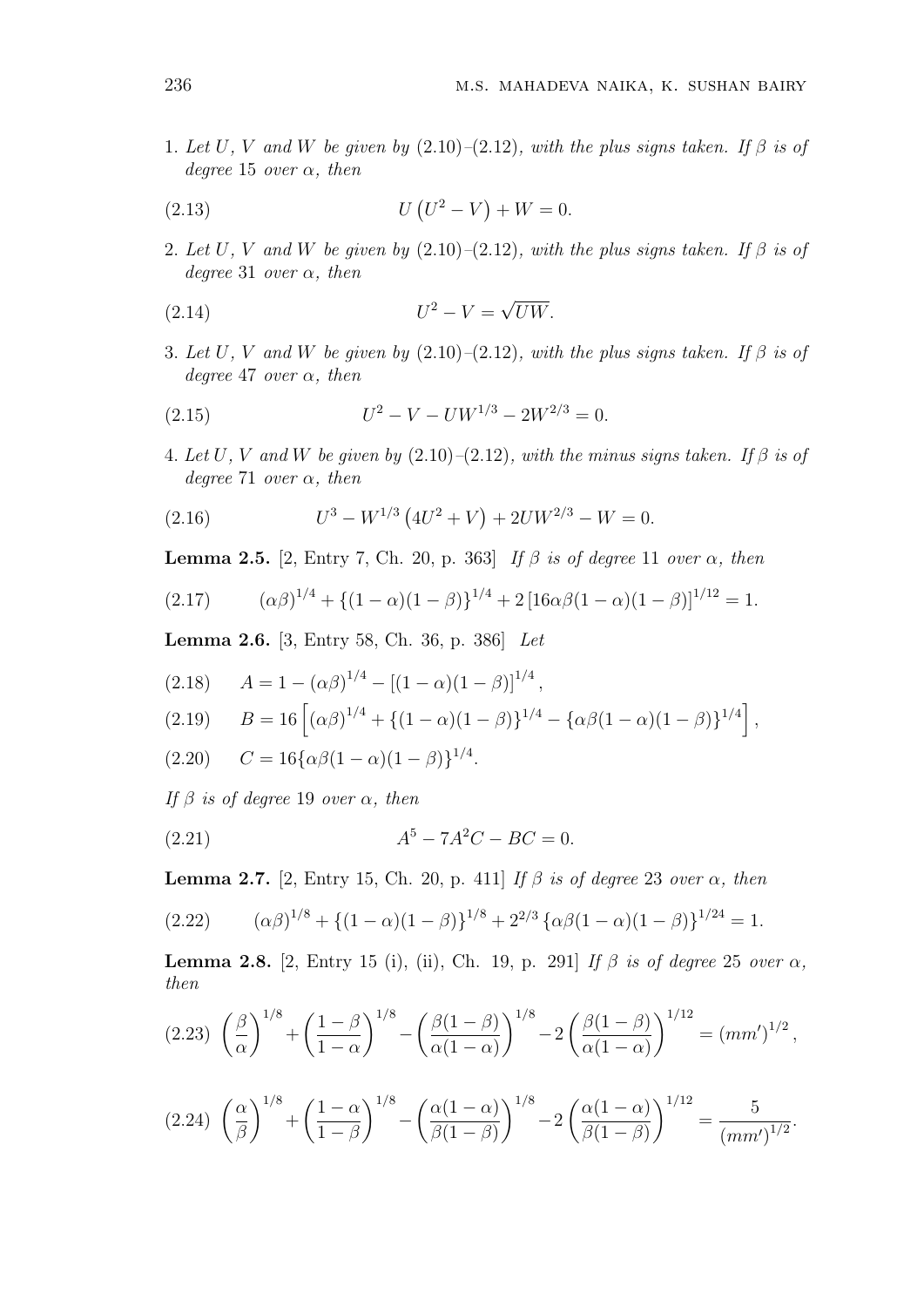1. *Let $U$, $V$ and $W$ be given by (2.10)–(2.12), with the plus signs taken. If $\beta$ is of degree 15 over $\alpha$, then*

$$U\left(U^2 - V\right) + W = 0. \tag{2.13}$$

2. *Let $U$, $V$ and $W$ be given by (2.10)–(2.12), with the plus signs taken. If $\beta$ is of degree 31 over $\alpha$, then*

$$U^2 - V = \sqrt{UW}. \tag{2.14}$$

3. *Let $U$, $V$ and $W$ be given by (2.10)–(2.12), with the plus signs taken. If $\beta$ is of degree 47 over $\alpha$, then*

$$U^2 - V - UW^{1/3} - 2W^{2/3} = 0. \tag{2.15}$$

4. *Let $U$, $V$ and $W$ be given by (2.10)–(2.12), with the minus signs taken. If $\beta$ is of degree 71 over $\alpha$, then*

$$U^3 - W^{1/3}\left(4U^2 + V\right) + 2UW^{2/3} - W = 0. \tag{2.16}$$

**Lemma 2.5.** [2, Entry 7, Ch. 20, p. 363] *If $\beta$ is of degree 11 over $\alpha$, then*

$$(\alpha\beta)^{1/4} + \{(1-\alpha)(1-\beta)\}^{1/4} + 2\left[16\alpha\beta(1-\alpha)(1-\beta)\right]^{1/12} = 1. \tag{2.17}$$

**Lemma 2.6.** [3, Entry 58, Ch. 36, p. 386] *Let*

$$A = 1 - (\alpha\beta)^{1/4} - \left[(1-\alpha)(1-\beta)\right]^{1/4}, \tag{2.18}$$

$$B = 16\left[(\alpha\beta)^{1/4} + \{(1-\alpha)(1-\beta)\}^{1/4} - \{\alpha\beta(1-\alpha)(1-\beta)\}^{1/4}\right], \tag{2.19}$$

$$C = 16\{\alpha\beta(1-\alpha)(1-\beta)\}^{1/4}. \tag{2.20}$$

*If $\beta$ is of degree 19 over $\alpha$, then*

$$A^5 - 7A^2C - BC = 0. \tag{2.21}$$

**Lemma 2.7.** [2, Entry 15, Ch. 20, p. 411] *If $\beta$ is of degree 23 over $\alpha$, then*

$$(\alpha\beta)^{1/8} + \{(1-\alpha)(1-\beta)\}^{1/8} + 2^{2/3}\{\alpha\beta(1-\alpha)(1-\beta)\}^{1/24} = 1. \tag{2.22}$$

**Lemma 2.8.** [2, Entry 15 (i), (ii), Ch. 19, p. 291] *If $\beta$ is of degree 25 over $\alpha$, then*

$$\left(\frac{\beta}{\alpha}\right)^{1/8} + \left(\frac{1-\beta}{1-\alpha}\right)^{1/8} - \left(\frac{\beta(1-\beta)}{\alpha(1-\alpha)}\right)^{1/8} - 2\left(\frac{\beta(1-\beta)}{\alpha(1-\alpha)}\right)^{1/12} = (mm')^{1/2}, \tag{2.23}$$

$$\left(\frac{\alpha}{\beta}\right)^{1/8} + \left(\frac{1-\alpha}{1-\beta}\right)^{1/8} - \left(\frac{\alpha(1-\alpha)}{\beta(1-\beta)}\right)^{1/8} - 2\left(\frac{\alpha(1-\alpha)}{\beta(1-\beta)}\right)^{1/12} = \frac{5}{(mm')^{1/2}}. \tag{2.24}$$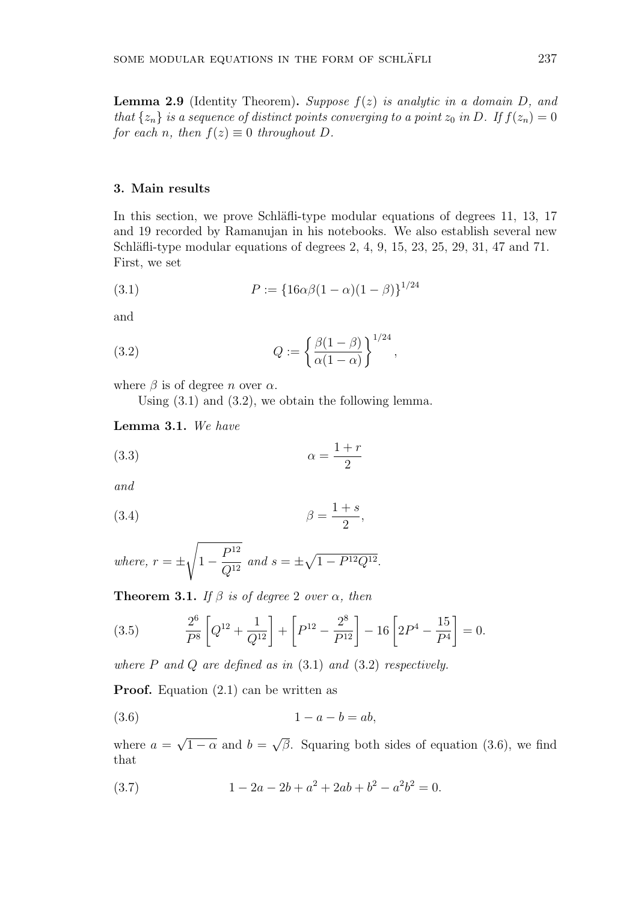**Lemma 2.9** (Identity Theorem)**.** *Suppose $f(z)$ is analytic in a domain $D$, and that $\{z_n\}$ is a sequence of distinct points converging to a point $z_0$ in $D$. If $f(z_n) = 0$ for each $n$, then $f(z) \equiv 0$ throughout $D$.*

## 3. Main results

In this section, we prove Schläfli-type modular equations of degrees 11, 13, 17 and 19 recorded by Ramanujan in his notebooks. We also establish several new Schläfli-type modular equations of degrees 2, 4, 9, 15, 23, 25, 29, 31, 47 and 71. First, we set

$$P := \{16\alpha\beta(1-\alpha)(1-\beta)\}^{1/24} \tag{3.1}$$

and

$$Q := \left\{\frac{\beta(1-\beta)}{\alpha(1-\alpha)}\right\}^{1/24}, \tag{3.2}$$

where $\beta$ is of degree $n$ over $\alpha$.

Using (3.1) and (3.2), we obtain the following lemma.

**Lemma 3.1.** *We have*

$$\alpha = \frac{1+r}{2} \tag{3.3}$$

*and*

$$\beta = \frac{1+s}{2}, \tag{3.4}$$

*where,* $r = \pm\sqrt{1 - \dfrac{P^{12}}{Q^{12}}}$ *and* $s = \pm\sqrt{1 - P^{12}Q^{12}}$.

**Theorem 3.1.** *If $\beta$ is of degree 2 over $\alpha$, then*

$$\frac{2^6}{P^8}\left[Q^{12} + \frac{1}{Q^{12}}\right] + \left[P^{12} - \frac{2^8}{P^{12}}\right] - 16\left[2P^4 - \frac{15}{P^4}\right] = 0. \tag{3.5}$$

*where $P$ and $Q$ are defined as in* (3.1) *and* (3.2) *respectively.*

**Proof.** Equation (2.1) can be written as

$$1 - a - b = ab, \tag{3.6}$$

where $a = \sqrt{1-\alpha}$ and $b = \sqrt{\beta}$. Squaring both sides of equation (3.6), we find that

$$1 - 2a - 2b + a^2 + 2ab + b^2 - a^2b^2 = 0. \tag{3.7}$$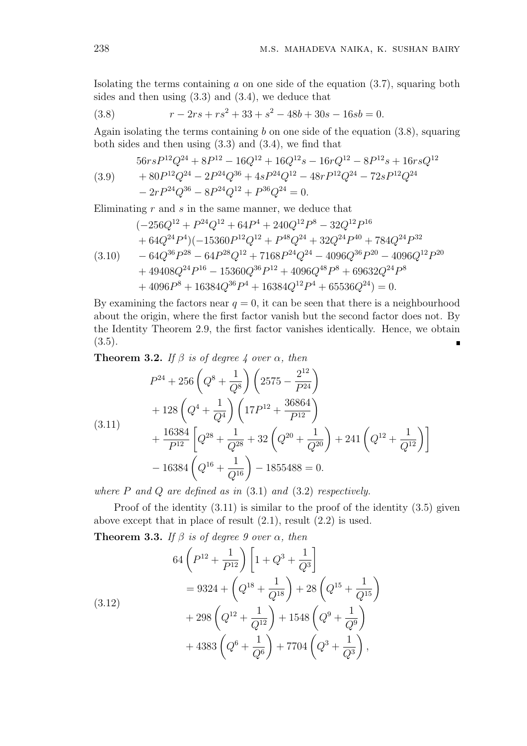Isolating the terms containing $a$ on one side of the equation (3.7), squaring both sides and then using (3.3) and (3.4), we deduce that

$$r - 2rs + rs^2 + 33 + s^2 - 48b + 30s - 16sb = 0. \tag{3.8}$$

Again isolating the terms containing $b$ on one side of the equation (3.8), squaring both sides and then using (3.3) and (3.4), we find that

$$\begin{aligned} &56rsP^{12}Q^{24} + 8P^{12} - 16Q^{12} + 16Q^{12}s - 16rQ^{12} - 8P^{12}s + 16rsQ^{12} \\ &+ 80P^{12}Q^{24} - 2P^{24}Q^{36} + 4sP^{24}Q^{12} - 48rP^{12}Q^{24} - 72sP^{12}Q^{24} \\ &- 2rP^{24}Q^{36} - 8P^{24}Q^{12} + P^{36}Q^{24} = 0. \end{aligned} \tag{3.9}$$

Eliminating $r$ and $s$ in the same manner, we deduce that

$$\begin{aligned} &(-256Q^{12} + P^{24}Q^{12} + 64P^4 + 240Q^{12}P^8 - 32Q^{12}P^{16} \\ &+ 64Q^{24}P^4)(-15360P^{12}Q^{12} + P^{48}Q^{24} + 32Q^{24}P^{40} + 784Q^{24}P^{32} \\ &- 64Q^{36}P^{28} - 64P^{28}Q^{12} + 7168P^{24}Q^{24} - 4096Q^{36}P^{20} - 4096Q^{12}P^{20} \\ &+ 49408Q^{24}P^{16} - 15360Q^{36}P^{12} + 4096Q^{48}P^8 + 69632Q^{24}P^8 \\ &+ 4096P^8 + 16384Q^{36}P^4 + 16384Q^{12}P^4 + 65536Q^{24}) = 0. \end{aligned} \tag{3.10}$$

By examining the factors near $q = 0$, it can be seen that there is a neighbourhood about the origin, where the first factor vanish but the second factor does not. By the Identity Theorem 2.9, the first factor vanishes identically. Hence, we obtain (3.5). ∎

**Theorem 3.2.** *If $\beta$ is of degree 4 over $\alpha$, then*

$$\begin{aligned} &P^{24} + 256\left(Q^8 + \frac{1}{Q^8}\right)\left(2575 - \frac{2^{12}}{P^{24}}\right) \\ &+ 128\left(Q^4 + \frac{1}{Q^4}\right)\left(17P^{12} + \frac{36864}{P^{12}}\right) \\ &+ \frac{16384}{P^{12}}\left[Q^{28} + \frac{1}{Q^{28}} + 32\left(Q^{20} + \frac{1}{Q^{20}}\right) + 241\left(Q^{12} + \frac{1}{Q^{12}}\right)\right] \\ &- 16384\left(Q^{16} + \frac{1}{Q^{16}}\right) - 1855488 = 0. \end{aligned} \tag{3.11}$$

*where $P$ and $Q$ are defined as in* (3.1) *and* (3.2) *respectively.*

Proof of the identity (3.11) is similar to the proof of the identity (3.5) given above except that in place of result (2.1), result (2.2) is used.

**Theorem 3.3.** *If $\beta$ is of degree 9 over $\alpha$, then*

$$\begin{aligned} &64\left(P^{12} + \frac{1}{P^{12}}\right)\left[1 + Q^3 + \frac{1}{Q^3}\right] \\ &= 9324 + \left(Q^{18} + \frac{1}{Q^{18}}\right) + 28\left(Q^{15} + \frac{1}{Q^{15}}\right) \\ &+ 298\left(Q^{12} + \frac{1}{Q^{12}}\right) + 1548\left(Q^9 + \frac{1}{Q^9}\right) \\ &+ 4383\left(Q^6 + \frac{1}{Q^6}\right) + 7704\left(Q^3 + \frac{1}{Q^3}\right), \end{aligned} \tag{3.12}$$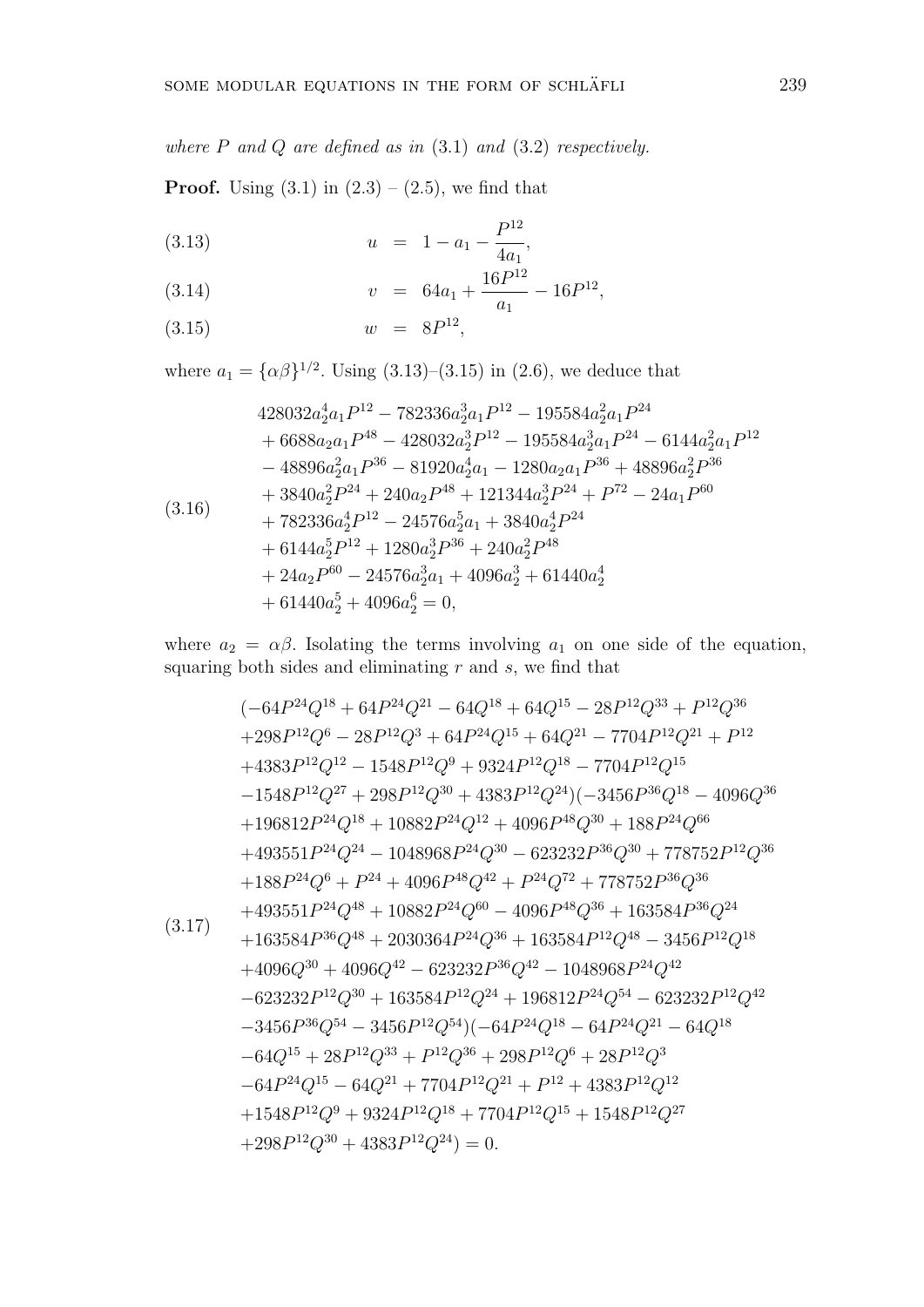*where $P$ and $Q$ are defined as in* (3.1) *and* (3.2) *respectively.*

**Proof.** Using (3.1) in (2.3) – (2.5), we find that

$$u = 1 - a_1 - \frac{P^{12}}{4a_1}, \tag{3.13}$$

$$v = 64a_1 + \frac{16P^{12}}{a_1} - 16P^{12}, \tag{3.14}$$

$$w = 8P^{12}, \tag{3.15}$$

where $a_1 = \{\alpha\beta\}^{1/2}$. Using (3.13)–(3.15) in (2.6), we deduce that

$$\begin{aligned}
&428032a_2^4a_1P^{12} - 782336a_2^3a_1P^{12} - 195584a_2^2a_1P^{24}\\
&+ 6688a_2a_1P^{48} - 428032a_2^3P^{12} - 195584a_2^3a_1P^{24} - 6144a_2^2a_1P^{12}\\
&- 48896a_2^2a_1P^{36} - 81920a_2^4a_1 - 1280a_2a_1P^{36} + 48896a_2^2P^{36}\\
&+ 3840a_2^2P^{24} + 240a_2P^{48} + 121344a_2^3P^{24} + P^{72} - 24a_1P^{60}\\
&+ 782336a_2^4P^{12} - 24576a_2^5a_1 + 3840a_2^4P^{24}\\
&+ 6144a_2^5P^{12} + 1280a_2^3P^{36} + 240a_2^2P^{48}\\
&+ 24a_2P^{60} - 24576a_2^3a_1 + 4096a_2^3 + 61440a_2^4\\
&+ 61440a_2^5 + 4096a_2^6 = 0,
\end{aligned} \tag{3.16}$$

where $a_2 = \alpha\beta$. Isolating the terms involving $a_1$ on one side of the equation, squaring both sides and eliminating $r$ and $s$, we find that

$$\begin{aligned}
&(-64P^{24}Q^{18} + 64P^{24}Q^{21} - 64Q^{18} + 64Q^{15} - 28P^{12}Q^{33} + P^{12}Q^{36}\\
&+298P^{12}Q^{6} - 28P^{12}Q^{3} + 64P^{24}Q^{15} + 64Q^{21} - 7704P^{12}Q^{21} + P^{12}\\
&+4383P^{12}Q^{12} - 1548P^{12}Q^{9} + 9324P^{12}Q^{18} - 7704P^{12}Q^{15}\\
&-1548P^{12}Q^{27} + 298P^{12}Q^{30} + 4383P^{12}Q^{24})(-3456P^{36}Q^{18} - 4096Q^{36}\\
&+196812P^{24}Q^{18} + 10882P^{24}Q^{12} + 4096P^{48}Q^{30} + 188P^{24}Q^{66}\\
&+493551P^{24}Q^{24} - 1048968P^{24}Q^{30} - 623232P^{36}Q^{30} + 778752P^{12}Q^{36}\\
&+188P^{24}Q^{6} + P^{24} + 4096P^{48}Q^{42} + P^{24}Q^{72} + 778752P^{36}Q^{36}\\
&+493551P^{24}Q^{48} + 10882P^{24}Q^{60} - 4096P^{48}Q^{36} + 163584P^{36}Q^{24}\\
&+163584P^{36}Q^{48} + 2030364P^{24}Q^{36} + 163584P^{12}Q^{48} - 3456P^{12}Q^{18}\\
&+4096Q^{30} + 4096Q^{42} - 623232P^{36}Q^{42} - 1048968P^{24}Q^{42}\\
&-623232P^{12}Q^{30} + 163584P^{12}Q^{24} + 196812P^{24}Q^{54} - 623232P^{12}Q^{42}\\
&-3456P^{36}Q^{54} - 3456P^{12}Q^{54})(-64P^{24}Q^{18} - 64P^{24}Q^{21} - 64Q^{18}\\
&-64Q^{15} + 28P^{12}Q^{33} + P^{12}Q^{36} + 298P^{12}Q^{6} + 28P^{12}Q^{3}\\
&-64P^{24}Q^{15} - 64Q^{21} + 7704P^{12}Q^{21} + P^{12} + 4383P^{12}Q^{12}\\
&+1548P^{12}Q^{9} + 9324P^{12}Q^{18} + 7704P^{12}Q^{15} + 1548P^{12}Q^{27}\\
&+298P^{12}Q^{30} + 4383P^{12}Q^{24}) = 0.
\end{aligned} \tag{3.17}$$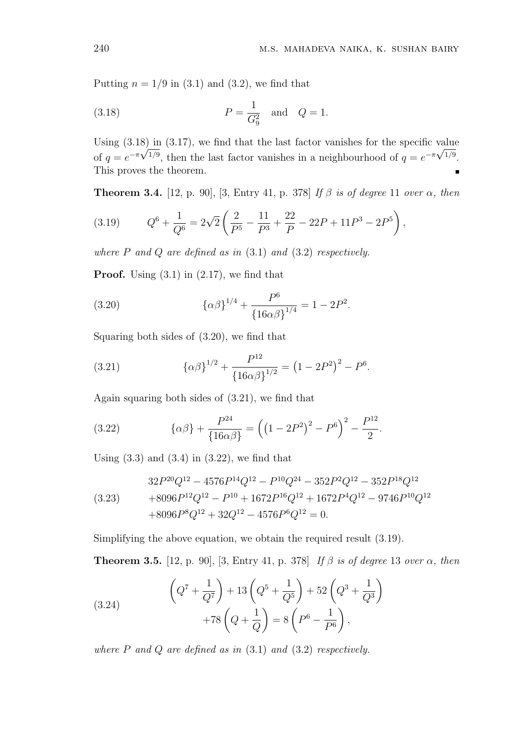Putting $n = 1/9$ in (3.1) and (3.2), we find that

$$P = \frac{1}{G_9^2} \quad \text{and} \quad Q = 1. \tag{3.18}$$

Using (3.18) in (3.17), we find that the last factor vanishes for the specific value of $q = e^{-\pi\sqrt{1/9}}$, then the last factor vanishes in a neighbourhood of $q = e^{-\pi\sqrt{1/9}}$. This proves the theorem. ∎

**Theorem 3.4.** [12, p. 90], [3, Entry 41, p. 378] *If $\beta$ is of degree 11 over $\alpha$, then*

$$Q^6 + \frac{1}{Q^6} = 2\sqrt{2}\left(\frac{2}{P^5} - \frac{11}{P^3} + \frac{22}{P} - 22P + 11P^3 - 2P^5\right), \tag{3.19}$$

*where $P$ and $Q$ are defined as in* (3.1) *and* (3.2) *respectively.*

**Proof.** Using (3.1) in (2.17), we find that

$$\{\alpha\beta\}^{1/4} + \frac{P^6}{\{16\alpha\beta\}^{1/4}} = 1 - 2P^2. \tag{3.20}$$

Squaring both sides of (3.20), we find that

$$\{\alpha\beta\}^{1/2} + \frac{P^{12}}{\{16\alpha\beta\}^{1/2}} = \left(1 - 2P^2\right)^2 - P^6. \tag{3.21}$$

Again squaring both sides of (3.21), we find that

$$\{\alpha\beta\} + \frac{P^{24}}{\{16\alpha\beta\}} = \left(\left(1 - 2P^2\right)^2 - P^6\right)^2 - \frac{P^{12}}{2}. \tag{3.22}$$

Using (3.3) and (3.4) in (3.22), we find that

$$\begin{aligned} &32P^{20}Q^{12} - 4576P^{14}Q^{12} - P^{10}Q^{24} - 352P^2Q^{12} - 352P^{18}Q^{12} \\ &+8096P^{12}Q^{12} - P^{10} + 1672P^{16}Q^{12} + 1672P^4Q^{12} - 9746P^{10}Q^{12} \\ &+8096P^8Q^{12} + 32Q^{12} - 4576P^6Q^{12} = 0. \end{aligned} \tag{3.23}$$

Simplifying the above equation, we obtain the required result (3.19).

**Theorem 3.5.** [12, p. 90], [3, Entry 41, p. 378] *If $\beta$ is of degree 13 over $\alpha$, then*

$$\begin{aligned} &\left(Q^7 + \frac{1}{Q^7}\right) + 13\left(Q^5 + \frac{1}{Q^5}\right) + 52\left(Q^3 + \frac{1}{Q^3}\right) \\ &\quad +78\left(Q + \frac{1}{Q}\right) = 8\left(P^6 - \frac{1}{P^6}\right), \end{aligned} \tag{3.24}$$

*where $P$ and $Q$ are defined as in* (3.1) *and* (3.2) *respectively.*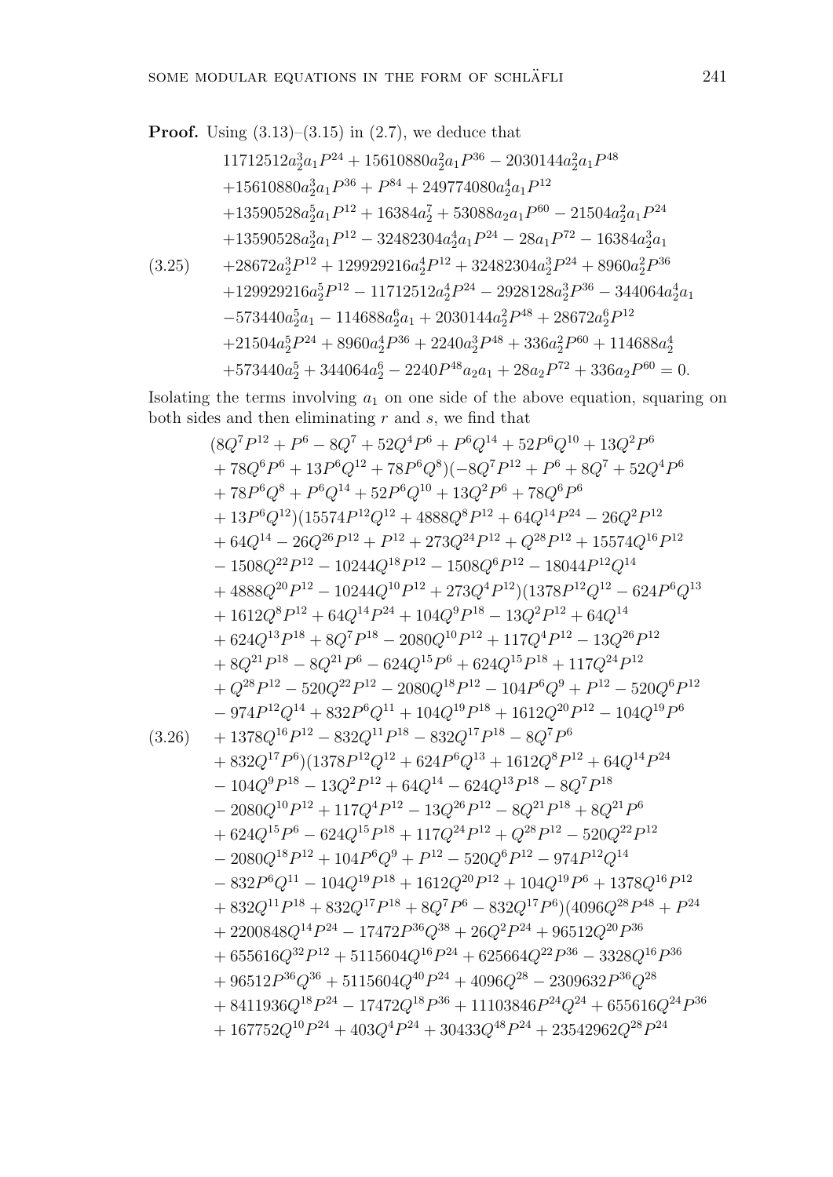**Proof.** Using (3.13)–(3.15) in (2.7), we deduce that

$$
\begin{aligned}
&11712512a_2^3a_1P^{24} + 15610880a_2^2a_1P^{36} - 2030144a_2^2a_1P^{48}\\
&+15610880a_2^3a_1P^{36} + P^{84} + 249774080a_2^4a_1P^{12}\\
&+13590528a_2^5a_1P^{12} + 16384a_2^7 + 53088a_2a_1P^{60} - 21504a_2^2a_1P^{24}\\
&+13590528a_2^3a_1P^{12} - 32482304a_2^4a_1P^{24} - 28a_1P^{72} - 16384a_2^3a_1\\
&+28672a_2^3P^{12} + 129929216a_2^4P^{12} + 32482304a_2^3P^{24} + 8960a_2^2P^{36}\\
&+129929216a_2^5P^{12} - 11712512a_2^4P^{24} - 2928128a_2^3P^{36} - 344064a_2^4a_1\\
&-573440a_2^5a_1 - 114688a_2^6a_1 + 2030144a_2^2P^{48} + 28672a_2^6P^{12}\\
&+21504a_2^5P^{24} + 8960a_2^4P^{36} + 2240a_2^3P^{48} + 336a_2^2P^{60} + 114688a_2^4\\
&+573440a_2^5 + 344064a_2^6 - 2240P^{48}a_2a_1 + 28a_2P^{72} + 336a_2P^{60} = 0.
\end{aligned}
\tag{3.25}
$$

Isolating the terms involving $a_1$ on one side of the above equation, squaring on both sides and then eliminating $r$ and $s$, we find that

$$
\begin{aligned}
&(8Q^7P^{12} + P^6 - 8Q^7 + 52Q^4P^6 + P^6Q^{14} + 52P^6Q^{10} + 13Q^2P^6\\
&+ 78Q^6P^6 + 13P^6Q^{12} + 78P^6Q^8)(-8Q^7P^{12} + P^6 + 8Q^7 + 52Q^4P^6\\
&+ 78P^6Q^8 + P^6Q^{14} + 52P^6Q^{10} + 13Q^2P^6 + 78Q^6P^6\\
&+ 13P^6Q^{12})(15574P^{12}Q^{12} + 4888Q^8P^{12} + 64Q^{14}P^{24} - 26Q^2P^{12}\\
&+ 64Q^{14} - 26Q^{26}P^{12} + P^{12} + 273Q^{24}P^{12} + Q^{28}P^{12} + 15574Q^{16}P^{12}\\
&- 1508Q^{22}P^{12} - 10244Q^{18}P^{12} - 1508Q^6P^{12} - 18044P^{12}Q^{14}\\
&+ 4888Q^{20}P^{12} - 10244Q^{10}P^{12} + 273Q^4P^{12})(1378P^{12}Q^{12} - 624P^6Q^{13}\\
&+ 1612Q^8P^{12} + 64Q^{14}P^{24} + 104Q^9P^{18} - 13Q^2P^{12} + 64Q^{14}\\
&+ 624Q^{13}P^{18} + 8Q^7P^{18} - 2080Q^{10}P^{12} + 117Q^4P^{12} - 13Q^{26}P^{12}\\
&+ 8Q^{21}P^{18} - 8Q^{21}P^6 - 624Q^{15}P^6 + 624Q^{15}P^{18} + 117Q^{24}P^{12}\\
&+ Q^{28}P^{12} - 520Q^{22}P^{12} - 2080Q^{18}P^{12} - 104P^6Q^9 + P^{12} - 520Q^6P^{12}\\
&- 974P^{12}Q^{14} + 832P^6Q^{11} + 104Q^{19}P^{18} + 1612Q^{20}P^{12} - 104Q^{19}P^6\\
&+ 1378Q^{16}P^{12} - 832Q^{11}P^{18} - 832Q^{17}P^{18} - 8Q^7P^6\\
&+ 832Q^{17}P^6)(1378P^{12}Q^{12} + 624P^6Q^{13} + 1612Q^8P^{12} + 64Q^{14}P^{24}\\
&- 104Q^9P^{18} - 13Q^2P^{12} + 64Q^{14} - 624Q^{13}P^{18} - 8Q^7P^{18}\\
&- 2080Q^{10}P^{12} + 117Q^4P^{12} - 13Q^{26}P^{12} - 8Q^{21}P^{18} + 8Q^{21}P^6\\
&+ 624Q^{15}P^6 - 624Q^{15}P^{18} + 117Q^{24}P^{12} + Q^{28}P^{12} - 520Q^{22}P^{12}\\
&- 2080Q^{18}P^{12} + 104P^6Q^9 + P^{12} - 520Q^6P^{12} - 974P^{12}Q^{14}\\
&- 832P^6Q^{11} - 104Q^{19}P^{18} + 1612Q^{20}P^{12} + 104Q^{19}P^6 + 1378Q^{16}P^{12}\\
&+ 832Q^{11}P^{18} + 832Q^{17}P^{18} + 8Q^7P^6 - 832Q^{17}P^6)(4096Q^{28}P^{48} + P^{24}\\
&+ 2200848Q^{14}P^{24} - 17472P^{36}Q^{38} + 26Q^2P^{24} + 96512Q^{20}P^{36}\\
&+ 655616Q^{32}P^{12} + 5115604Q^{16}P^{24} + 625664Q^{22}P^{36} - 3328Q^{16}P^{36}\\
&+ 96512P^{36}Q^{36} + 5115604Q^{40}P^{24} + 4096Q^{28} - 2309632P^{36}Q^{28}\\
&+ 8411936Q^{18}P^{24} - 17472Q^{18}P^{36} + 11103846P^{24}Q^{24} + 655616Q^{24}P^{36}\\
&+ 167752Q^{10}P^{24} + 403Q^4P^{24} + 30433Q^{48}P^{24} + 23542962Q^{28}P^{24}
\end{aligned}
\tag{3.26}
$$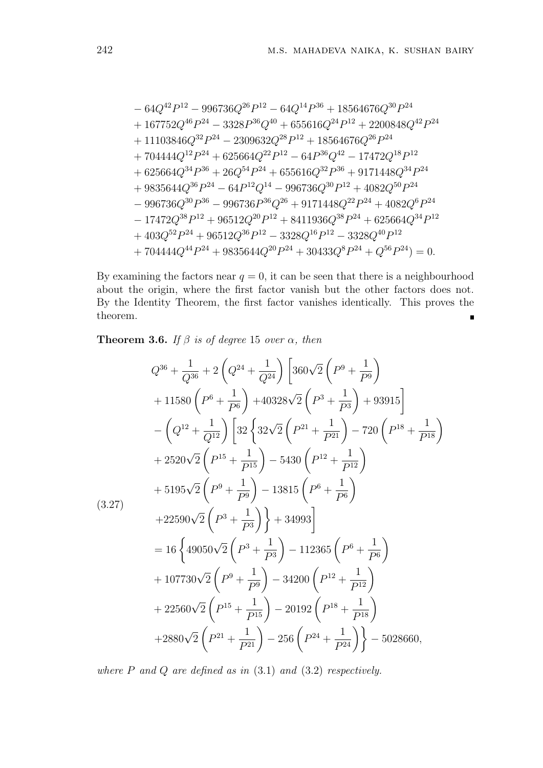$$
\begin{aligned}
&-64Q^{42}P^{12}-996736Q^{26}P^{12}-64Q^{14}P^{36}+18564676Q^{30}P^{24}\\
&+167752Q^{46}P^{24}-3328P^{36}Q^{40}+655616Q^{24}P^{12}+2200848Q^{42}P^{24}\\
&+11103846Q^{32}P^{24}-2309632Q^{28}P^{12}+18564676Q^{26}P^{24}\\
&+704444Q^{12}P^{24}+625664Q^{22}P^{12}-64P^{36}Q^{42}-17472Q^{18}P^{12}\\
&+625664Q^{34}P^{36}+26Q^{54}P^{24}+655616Q^{32}P^{36}+9171448Q^{34}P^{24}\\
&+9835644Q^{36}P^{24}-64P^{12}Q^{14}-996736Q^{30}P^{12}+4082Q^{50}P^{24}\\
&-996736Q^{30}P^{36}-996736P^{36}Q^{26}+9171448Q^{22}P^{24}+4082Q^{6}P^{24}\\
&-17472Q^{38}P^{12}+96512Q^{20}P^{12}+8411936Q^{38}P^{24}+625664Q^{34}P^{12}\\
&+403Q^{52}P^{24}+96512Q^{36}P^{12}-3328Q^{16}P^{12}-3328Q^{40}P^{12}\\
&+704444Q^{44}P^{24}+9835644Q^{20}P^{24}+30433Q^{8}P^{24}+Q^{56}P^{24})=0.
\end{aligned}
$$

By examining the factors near $q=0$, it can be seen that there is a neighbourhood about the origin, where the first factor vanish but the other factors does not. By the Identity Theorem, the first factor vanishes identically. This proves the theorem. ∎

**Theorem 3.6.** *If $\beta$ is of degree 15 over $\alpha$, then*

$$
\begin{aligned}
&Q^{36}+\frac{1}{Q^{36}}+2\left(Q^{24}+\frac{1}{Q^{24}}\right)\left[360\sqrt{2}\left(P^{9}+\frac{1}{P^{9}}\right)\right.\\
&\left.+11580\left(P^{6}+\frac{1}{P^{6}}\right)+40328\sqrt{2}\left(P^{3}+\frac{1}{P^{3}}\right)+93915\right]\\
&-\left(Q^{12}+\frac{1}{Q^{12}}\right)\left[32\left\{32\sqrt{2}\left(P^{21}+\frac{1}{P^{21}}\right)-720\left(P^{18}+\frac{1}{P^{18}}\right)\right.\right.\\
&+2520\sqrt{2}\left(P^{15}+\frac{1}{P^{15}}\right)-5430\left(P^{12}+\frac{1}{P^{12}}\right)\\
&+5195\sqrt{2}\left(P^{9}+\frac{1}{P^{9}}\right)-13815\left(P^{6}+\frac{1}{P^{6}}\right)\\
&\left.\left.+22590\sqrt{2}\left(P^{3}+\frac{1}{P^{3}}\right)\right\}+34993\right]\\
&=16\left\{49050\sqrt{2}\left(P^{3}+\frac{1}{P^{3}}\right)-112365\left(P^{6}+\frac{1}{P^{6}}\right)\right.\\
&+107730\sqrt{2}\left(P^{9}+\frac{1}{P^{9}}\right)-34200\left(P^{12}+\frac{1}{P^{12}}\right)\\
&+22560\sqrt{2}\left(P^{15}+\frac{1}{P^{15}}\right)-20192\left(P^{18}+\frac{1}{P^{18}}\right)\\
&\left.+2880\sqrt{2}\left(P^{21}+\frac{1}{P^{21}}\right)-256\left(P^{24}+\frac{1}{P^{24}}\right)\right\}-5028660,
\end{aligned}
\tag{3.27}
$$

*where $P$ and $Q$ are defined as in* (3.1) *and* (3.2) *respectively.*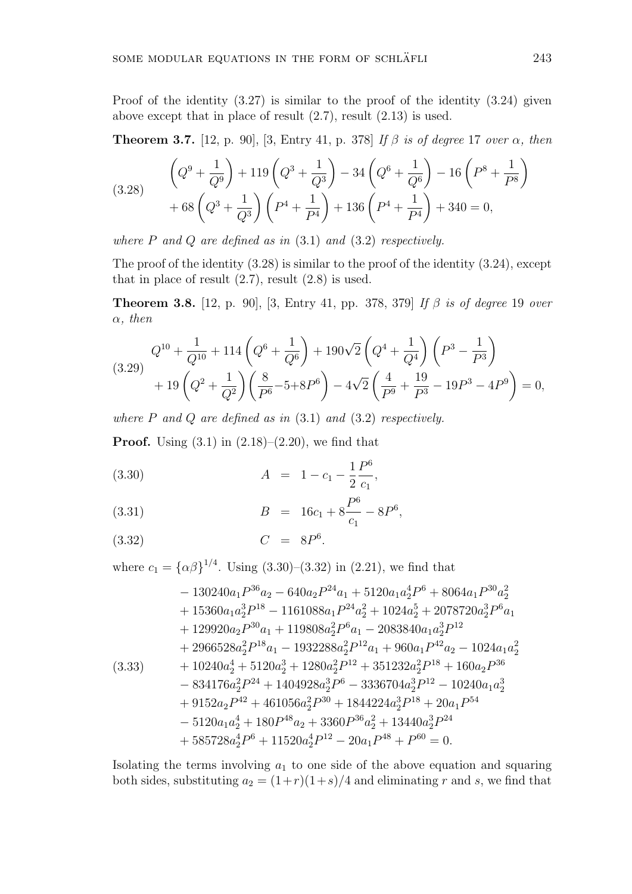Proof of the identity (3.27) is similar to the proof of the identity (3.24) given above except that in place of result (2.7), result (2.13) is used.

**Theorem 3.7.** [12, p. 90], [3, Entry 41, p. 378] *If $\beta$ is of degree* 17 *over $\alpha$, then*

$$
\begin{aligned}
&\left(Q^9+\frac{1}{Q^9}\right)+119\left(Q^3+\frac{1}{Q^3}\right)-34\left(Q^6+\frac{1}{Q^6}\right)-16\left(P^8+\frac{1}{P^8}\right)\\
&+68\left(Q^3+\frac{1}{Q^3}\right)\left(P^4+\frac{1}{P^4}\right)+136\left(P^4+\frac{1}{P^4}\right)+340=0,
\end{aligned}
\tag{3.28}
$$

*where $P$ and $Q$ are defined as in* (3.1) *and* (3.2) *respectively.*

The proof of the identity (3.28) is similar to the proof of the identity (3.24), except that in place of result (2.7), result (2.8) is used.

**Theorem 3.8.** [12, p. 90], [3, Entry 41, pp. 378, 379] *If $\beta$ is of degree* 19 *over $\alpha$, then*

$$
\begin{aligned}
&Q^{10}+\frac{1}{Q^{10}}+114\left(Q^6+\frac{1}{Q^6}\right)+190\sqrt{2}\left(Q^4+\frac{1}{Q^4}\right)\left(P^3-\frac{1}{P^3}\right)\\
&+19\left(Q^2+\frac{1}{Q^2}\right)\left(\frac{8}{P^6}-5+8P^6\right)-4\sqrt{2}\left(\frac{4}{P^9}+\frac{19}{P^3}-19P^3-4P^9\right)=0,
\end{aligned}
\tag{3.29}
$$

*where $P$ and $Q$ are defined as in* (3.1) *and* (3.2) *respectively.*

**Proof.** Using (3.1) in (2.18)–(2.20), we find that

$$
A = 1-c_1-\frac{1}{2}\frac{P^6}{c_1}, \tag{3.30}
$$

$$
B = 16c_1+8\frac{P^6}{c_1}-8P^6, \tag{3.31}
$$

$$
C = 8P^6. \tag{3.32}
$$

where $c_1=\{\alpha\beta\}^{1/4}$. Using (3.30)–(3.32) in (2.21), we find that

$$
\begin{aligned}
&-130240a_1P^{36}a_2-640a_2P^{24}a_1+5120a_1a_2^4P^6+8064a_1P^{30}a_2^2\\
&+15360a_1a_2^3P^{18}-1161088a_1P^{24}a_2^2+1024a_2^5+2078720a_2^3P^6a_1\\
&+129920a_2P^{30}a_1+119808a_2^2P^6a_1-2083840a_1a_2^3P^{12}\\
&+2966528a_2^2P^{18}a_1-1932288a_2^2P^{12}a_1+960a_1P^{42}a_2-1024a_1a_2^2\\
&+10240a_2^4+5120a_2^3+1280a_2^2P^{12}+351232a_2^2P^{18}+160a_2P^{36}\\
&-834176a_2^2P^{24}+1404928a_2^3P^6-3336704a_2^3P^{12}-10240a_1a_2^3\\
&+9152a_2P^{42}+461056a_2^2P^{30}+1844224a_2^3P^{18}+20a_1P^{54}\\
&-5120a_1a_2^4+180P^{48}a_2+3360P^{36}a_2^2+13440a_2^3P^{24}\\
&+585728a_2^4P^6+11520a_2^4P^{12}-20a_1P^{48}+P^{60}=0.
\end{aligned}
\tag{3.33}
$$

Isolating the terms involving $a_1$ to one side of the above equation and squaring both sides, substituting $a_2=(1+r)(1+s)/4$ and eliminating $r$ and $s$, we find that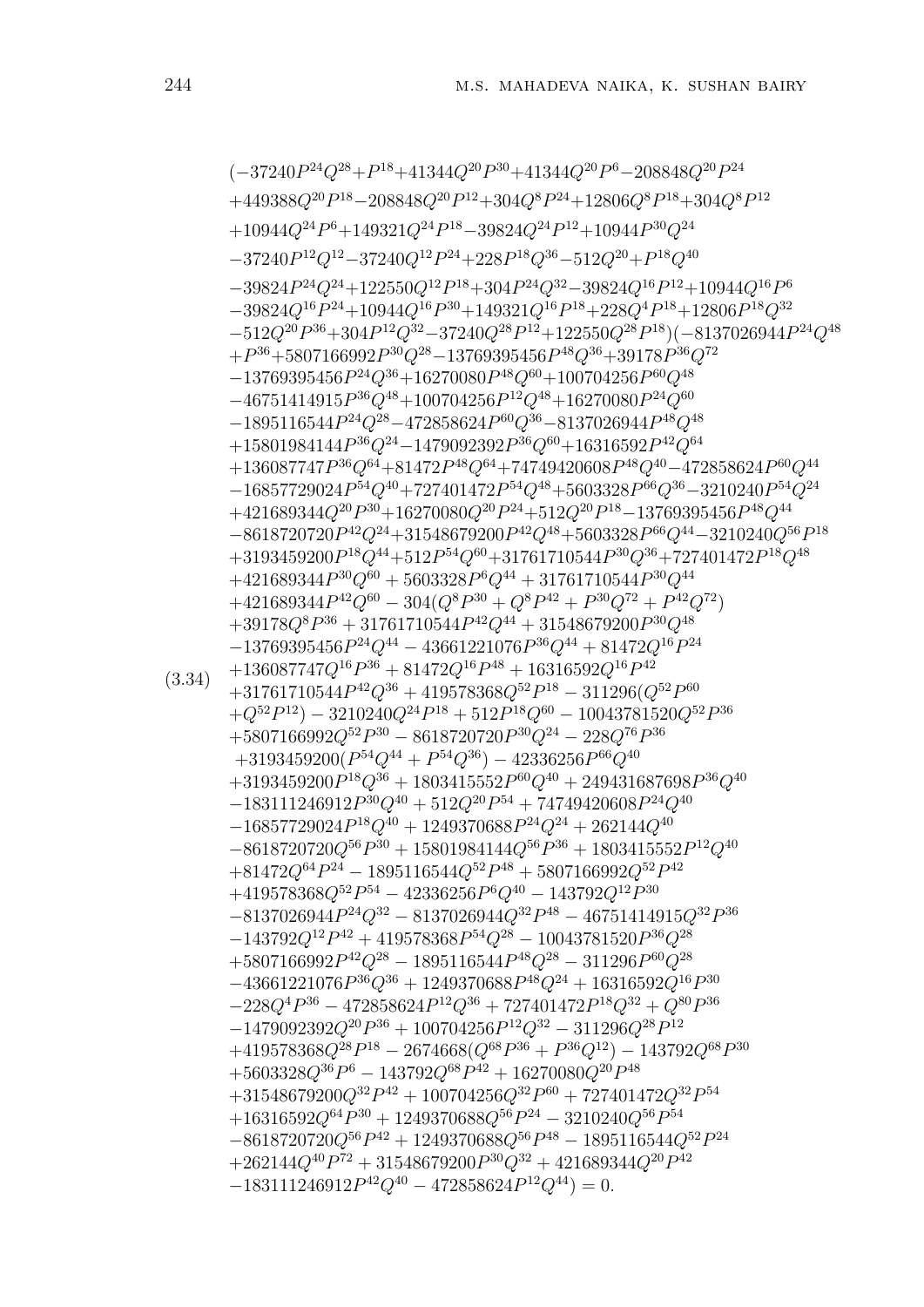$$
\begin{aligned}
&(-37240P^{24}Q^{28}+P^{18}+41344Q^{20}P^{30}+41344Q^{20}P^{6}-208848Q^{20}P^{24}\\
&+449388Q^{20}P^{18}-208848Q^{20}P^{12}+304Q^{8}P^{24}+12806Q^{8}P^{18}+304Q^{8}P^{12}\\
&+10944Q^{24}P^{6}+149321Q^{24}P^{18}-39824Q^{24}P^{12}+10944P^{30}Q^{24}\\
&-37240P^{12}Q^{12}-37240Q^{12}P^{24}+228P^{18}Q^{36}-512Q^{20}+P^{18}Q^{40}\\
&-39824P^{24}Q^{24}+122550Q^{12}P^{18}+304P^{24}Q^{32}-39824Q^{16}P^{12}+10944Q^{16}P^{6}\\
&-39824Q^{16}P^{24}+10944Q^{16}P^{30}+149321Q^{16}P^{18}+228Q^{4}P^{18}+12806P^{18}Q^{32}\\
&-512Q^{20}P^{36}+304P^{12}Q^{32}-37240Q^{28}P^{12}+122550Q^{28}P^{18})(-8137026944P^{24}Q^{48}\\
&+P^{36}+5807166992P^{30}Q^{28}-13769395456P^{48}Q^{36}+39178P^{36}Q^{72}\\
&-13769395456P^{24}Q^{36}+16270080P^{48}Q^{60}+100704256P^{60}Q^{48}\\
&-46751414915P^{36}Q^{48}+100704256P^{12}Q^{48}+16270080P^{24}Q^{60}\\
&-1895116544P^{24}Q^{28}-472858624P^{60}Q^{36}-8137026944P^{48}Q^{48}\\
&+15801984144P^{36}Q^{24}-1479092392P^{36}Q^{60}+16316592P^{42}Q^{64}\\
&+136087747P^{36}Q^{64}+81472P^{48}Q^{64}+74749420608P^{48}Q^{40}-472858624P^{60}Q^{44}\\
&-16857729024P^{54}Q^{40}+727401472P^{54}Q^{48}+5603328P^{66}Q^{36}-3210240P^{54}Q^{24}\\
&+421689344Q^{20}P^{30}+16270080Q^{20}P^{24}+512Q^{20}P^{18}-13769395456P^{48}Q^{44}\\
&-8618720720P^{42}Q^{24}+31548679200P^{42}Q^{48}+5603328P^{66}Q^{44}-3210240Q^{56}P^{18}\\
&+3193459200P^{18}Q^{44}+512P^{54}Q^{60}+31761710544P^{30}Q^{36}+727401472P^{18}Q^{48}\\
&+421689344P^{30}Q^{60}+5603328P^{6}Q^{44}+31761710544P^{30}Q^{44}\\
&+421689344P^{42}Q^{60}-304(Q^{8}P^{30}+Q^{8}P^{42}+P^{30}Q^{72}+P^{42}Q^{72})\\
&+39178Q^{8}P^{36}+31761710544P^{42}Q^{44}+31548679200P^{30}Q^{48}\\
&-13769395456P^{24}Q^{44}-43661221076P^{36}Q^{44}+81472Q^{16}P^{24}\\
&+136087747Q^{16}P^{36}+81472Q^{16}P^{48}+16316592Q^{16}P^{42}\\
&+31761710544P^{42}Q^{36}+419578368Q^{52}P^{18}-311296(Q^{52}P^{60}\\
&+Q^{52}P^{12})-3210240Q^{24}P^{18}+512P^{18}Q^{60}-10043781520Q^{52}P^{36}\\
&+5807166992Q^{52}P^{30}-8618720720P^{30}Q^{24}-228Q^{76}P^{36}\\
&+3193459200(P^{54}Q^{44}+P^{54}Q^{36})-42336256P^{66}Q^{40}\\
&+3193459200P^{18}Q^{36}+1803415552P^{60}Q^{40}+249431687698P^{36}Q^{40}\\
&-183111246912P^{30}Q^{40}+512Q^{20}P^{54}+74749420608P^{24}Q^{40}\\
&-16857729024P^{18}Q^{40}+1249370688P^{24}Q^{24}+262144Q^{40}\\
&-8618720720Q^{56}P^{30}+15801984144Q^{56}P^{36}+1803415552P^{12}Q^{40}\\
&+81472Q^{64}P^{24}-1895116544Q^{52}P^{48}+5807166992Q^{52}P^{42}\\
&+419578368Q^{52}P^{54}-42336256P^{6}Q^{40}-143792Q^{12}P^{30}\\
&-8137026944P^{24}Q^{32}-8137026944Q^{32}P^{48}-46751414915Q^{32}P^{36}\\
&-143792Q^{12}P^{42}+419578368P^{54}Q^{28}-10043781520P^{36}Q^{28}\\
&+5807166992P^{42}Q^{28}-1895116544P^{48}Q^{28}-311296P^{60}Q^{28}\\
&-43661221076P^{36}Q^{36}+1249370688P^{48}Q^{24}+16316592Q^{16}P^{30}\\
&-228Q^{4}P^{36}-472858624P^{12}Q^{36}+727401472P^{18}Q^{32}+Q^{80}P^{36}\\
&-1479092392Q^{20}P^{36}+100704256P^{12}Q^{32}-311296Q^{28}P^{12}\\
&+419578368Q^{28}P^{18}-2674668(Q^{68}P^{36}+P^{36}Q^{12})-143792Q^{68}P^{30}\\
&+5603328Q^{36}P^{6}-143792Q^{68}P^{42}+16270080Q^{20}P^{48}\\
&+31548679200Q^{32}P^{42}+100704256Q^{32}P^{60}+727401472Q^{32}P^{54}\\
&+16316592Q^{64}P^{30}+1249370688Q^{56}P^{24}-3210240Q^{56}P^{54}\\
&-8618720720Q^{56}P^{42}+1249370688Q^{56}P^{48}-1895116544Q^{52}P^{24}\\
&+262144Q^{40}P^{72}+31548679200P^{30}Q^{32}+421689344Q^{20}P^{42}\\
&-183111246912P^{42}Q^{40}-472858624P^{12}Q^{44})=0.
\end{aligned}
\tag{3.34}
$$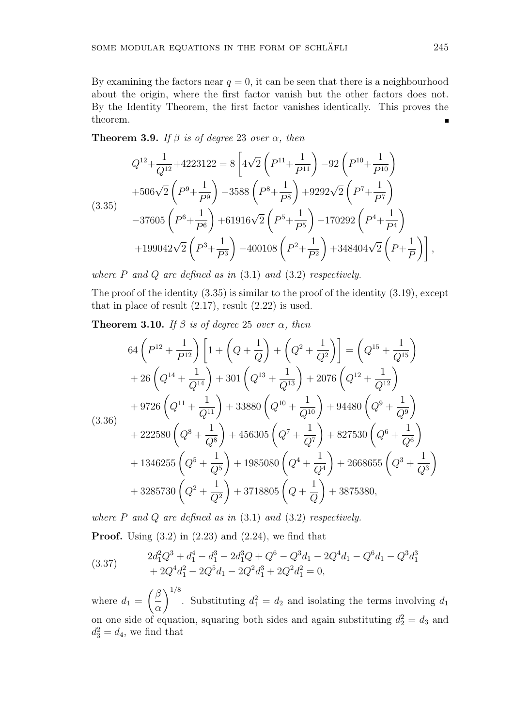By examining the factors near $q = 0$, it can be seen that there is a neighbourhood about the origin, where the first factor vanish but the other factors does not. By the Identity Theorem, the first factor vanishes identically. This proves the theorem. ∎

**Theorem 3.9.** *If $\beta$ is of degree 23 over $\alpha$, then*

$$
\begin{aligned}
&Q^{12}+\frac{1}{Q^{12}}+4223122 = 8\left[4\sqrt{2}\left(P^{11}+\frac{1}{P^{11}}\right)-92\left(P^{10}+\frac{1}{P^{10}}\right)\right.\\
&+506\sqrt{2}\left(P^{9}+\frac{1}{P^{9}}\right)-3588\left(P^{8}+\frac{1}{P^{8}}\right)+9292\sqrt{2}\left(P^{7}+\frac{1}{P^{7}}\right)\\
&-37605\left(P^{6}+\frac{1}{P^{6}}\right)+61916\sqrt{2}\left(P^{5}+\frac{1}{P^{5}}\right)-170292\left(P^{4}+\frac{1}{P^{4}}\right)\\
&\left.+199042\sqrt{2}\left(P^{3}+\frac{1}{P^{3}}\right)-400108\left(P^{2}+\frac{1}{P^{2}}\right)+348404\sqrt{2}\left(P+\frac{1}{P}\right)\right],
\end{aligned}
\tag{3.35}
$$

*where $P$ and $Q$ are defined as in* (3.1) *and* (3.2) *respectively.*

The proof of the identity (3.35) is similar to the proof of the identity (3.19), except that in place of result (2.17), result (2.22) is used.

**Theorem 3.10.** *If $\beta$ is of degree 25 over $\alpha$, then*

$$
\begin{aligned}
&64\left(P^{12}+\frac{1}{P^{12}}\right)\left[1+\left(Q+\frac{1}{Q}\right)+\left(Q^{2}+\frac{1}{Q^{2}}\right)\right] = \left(Q^{15}+\frac{1}{Q^{15}}\right)\\
&+26\left(Q^{14}+\frac{1}{Q^{14}}\right)+301\left(Q^{13}+\frac{1}{Q^{13}}\right)+2076\left(Q^{12}+\frac{1}{Q^{12}}\right)\\
&+9726\left(Q^{11}+\frac{1}{Q^{11}}\right)+33880\left(Q^{10}+\frac{1}{Q^{10}}\right)+94480\left(Q^{9}+\frac{1}{Q^{9}}\right)\\
&+222580\left(Q^{8}+\frac{1}{Q^{8}}\right)+456305\left(Q^{7}+\frac{1}{Q^{7}}\right)+827530\left(Q^{6}+\frac{1}{Q^{6}}\right)\\
&+1346255\left(Q^{5}+\frac{1}{Q^{5}}\right)+1985080\left(Q^{4}+\frac{1}{Q^{4}}\right)+2668655\left(Q^{3}+\frac{1}{Q^{3}}\right)\\
&+3285730\left(Q^{2}+\frac{1}{Q^{2}}\right)+3718805\left(Q+\frac{1}{Q}\right)+3875380,
\end{aligned}
\tag{3.36}
$$

*where $P$ and $Q$ are defined as in* (3.1) *and* (3.2) *respectively.*

**Proof.** Using (3.2) in (2.23) and (2.24), we find that

$$
\begin{aligned}
&2d_1^2Q^3+d_1^4-d_1^3-2d_1^3Q+Q^6-Q^3d_1-2Q^4d_1-Q^6d_1-Q^3d_1^3\\
&+2Q^4d_1^2-2Q^5d_1-2Q^2d_1^3+2Q^2d_1^2=0,
\end{aligned}
\tag{3.37}
$$

where $d_1=\left(\dfrac{\beta}{\alpha}\right)^{1/8}$. Substituting $d_1^2=d_2$ and isolating the terms involving $d_1$ on one side of equation, squaring both sides and again substituting $d_2^2=d_3$ and $d_3^2=d_4$, we find that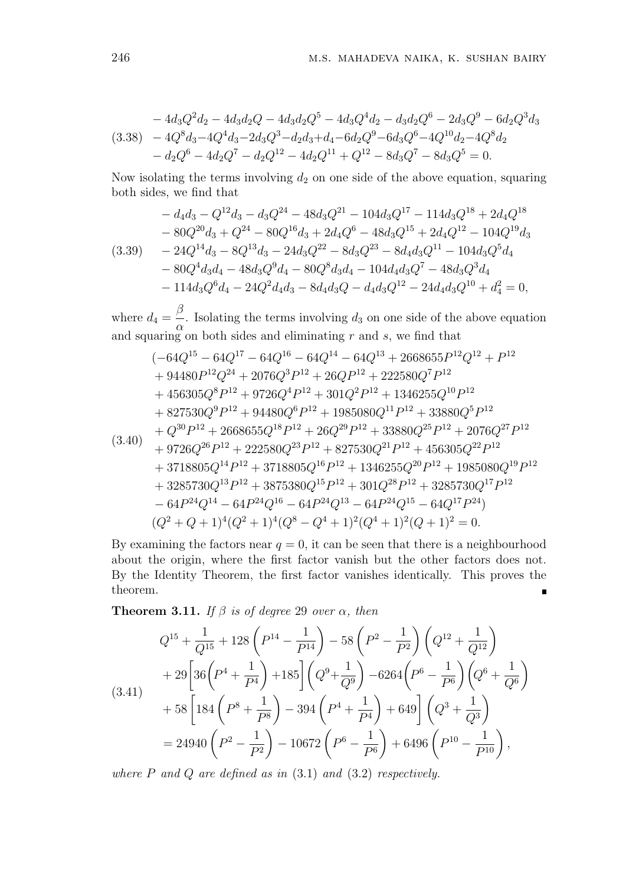$$
\begin{aligned}
& -4d_3Q^2d_2 - 4d_3d_2Q - 4d_3d_2Q^5 - 4d_3Q^4d_2 - d_3d_2Q^6 - 2d_3Q^9 - 6d_2Q^3d_3 \\
& -4Q^8d_3 - 4Q^4d_3 - 2d_3Q^3 - d_2d_3 + d_4 - 6d_2Q^9 - 6d_3Q^6 - 4Q^{10}d_2 - 4Q^8d_2 \\
& -d_2Q^6 - 4d_2Q^7 - d_2Q^{12} - 4d_2Q^{11} + Q^{12} - 8d_3Q^7 - 8d_3Q^5 = 0.
\end{aligned} \tag{3.38}
$$

Now isolating the terms involving $d_2$ on one side of the above equation, squaring both sides, we find that

$$
\begin{aligned}
& -d_4d_3 - Q^{12}d_3 - d_3Q^{24} - 48d_3Q^{21} - 104d_3Q^{17} - 114d_3Q^{18} + 2d_4Q^{18} \\
& -80Q^{20}d_3 + Q^{24} - 80Q^{16}d_3 + 2d_4Q^6 - 48d_3Q^{15} + 2d_4Q^{12} - 104Q^{19}d_3 \\
& -24Q^{14}d_3 - 8Q^{13}d_3 - 24d_3Q^{22} - 8d_3Q^{23} - 8d_4d_3Q^{11} - 104d_3Q^5d_4 \\
& -80Q^4d_3d_4 - 48d_3Q^9d_4 - 80Q^8d_3d_4 - 104d_4d_3Q^7 - 48d_3Q^3d_4 \\
& -114d_3Q^6d_4 - 24Q^2d_4d_3 - 8d_4d_3Q - d_4d_3Q^{12} - 24d_4d_3Q^{10} + d_4^2 = 0,
\end{aligned} \tag{3.39}
$$

where $d_4 = \dfrac{\beta}{\alpha}$. Isolating the terms involving $d_3$ on one side of the above equation and squaring on both sides and eliminating $r$ and $s$, we find that

$$
\begin{aligned}
& (-64Q^{15} - 64Q^{17} - 64Q^{16} - 64Q^{14} - 64Q^{13} + 2668655P^{12}Q^{12} + P^{12} \\
& + 94480P^{12}Q^{24} + 2076Q^3P^{12} + 26QP^{12} + 222580Q^7P^{12} \\
& + 456305Q^8P^{12} + 9726Q^4P^{12} + 301Q^2P^{12} + 1346255Q^{10}P^{12} \\
& + 827530Q^9P^{12} + 94480Q^6P^{12} + 1985080Q^{11}P^{12} + 33880Q^5P^{12} \\
& + Q^{30}P^{12} + 2668655Q^{18}P^{12} + 26Q^{29}P^{12} + 33880Q^{25}P^{12} + 2076Q^{27}P^{12} \\
& + 9726Q^{26}P^{12} + 222580Q^{23}P^{12} + 827530Q^{21}P^{12} + 456305Q^{22}P^{12} \\
& + 3718805Q^{14}P^{12} + 3718805Q^{16}P^{12} + 1346255Q^{20}P^{12} + 1985080Q^{19}P^{12} \\
& + 3285730Q^{13}P^{12} + 3875380Q^{15}P^{12} + 301Q^{28}P^{12} + 3285730Q^{17}P^{12} \\
& -64P^{24}Q^{14} - 64P^{24}Q^{16} - 64P^{24}Q^{13} - 64P^{24}Q^{15} - 64Q^{17}P^{24}) \\
& (Q^2+Q+1)^4(Q^2+1)^4(Q^8-Q^4+1)^2(Q^4+1)^2(Q+1)^2 = 0.
\end{aligned} \tag{3.40}
$$

By examining the factors near $q = 0$, it can be seen that there is a neighbourhood about the origin, where the first factor vanish but the other factors does not. By the Identity Theorem, the first factor vanishes identically. This proves the theorem. ∎

**Theorem 3.11.** *If $\beta$ is of degree 29 over $\alpha$, then*

$$
\begin{aligned}
& Q^{15} + \frac{1}{Q^{15}} + 128\left(P^{14} - \frac{1}{P^{14}}\right) - 58\left(P^2 - \frac{1}{P^2}\right)\left(Q^{12} + \frac{1}{Q^{12}}\right) \\
& + 29\left[36\left(P^4 + \frac{1}{P^4}\right) + 185\right]\left(Q^9 + \frac{1}{Q^9}\right) - 6264\left(P^6 - \frac{1}{P^6}\right)\left(Q^6 + \frac{1}{Q^6}\right) \\
& + 58\left[184\left(P^8 + \frac{1}{P^8}\right) - 394\left(P^4 + \frac{1}{P^4}\right) + 649\right]\left(Q^3 + \frac{1}{Q^3}\right) \\
& = 24940\left(P^2 - \frac{1}{P^2}\right) - 10672\left(P^6 - \frac{1}{P^6}\right) + 6496\left(P^{10} - \frac{1}{P^{10}}\right),
\end{aligned} \tag{3.41}
$$

*where $P$ and $Q$ are defined as in* (3.1) *and* (3.2) *respectively.*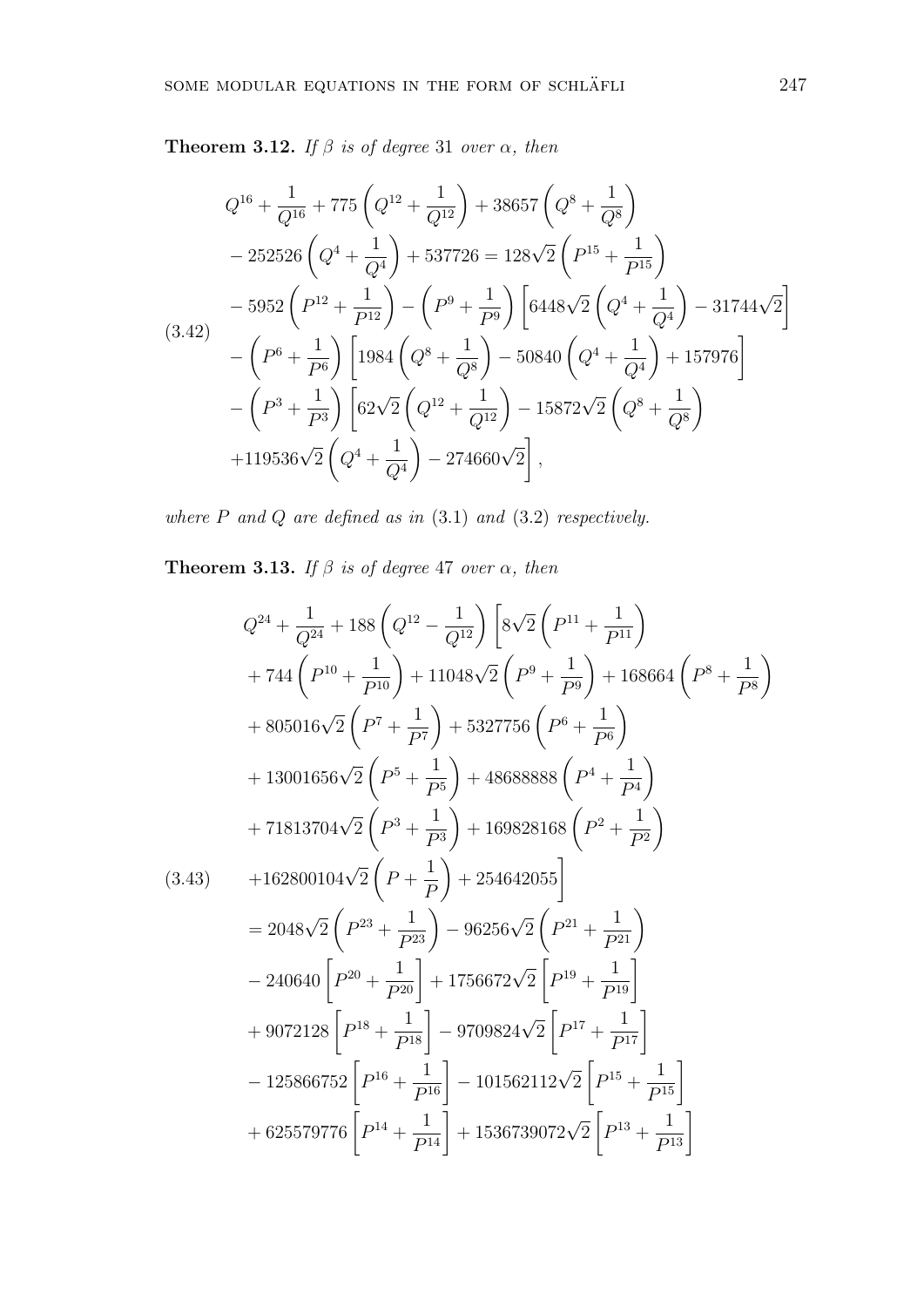**Theorem 3.12.** *If $\beta$ is of degree* 31 *over $\alpha$, then*

$$
\begin{aligned}
&Q^{16} + \frac{1}{Q^{16}} + 775\left(Q^{12} + \frac{1}{Q^{12}}\right) + 38657\left(Q^{8} + \frac{1}{Q^{8}}\right) \\
&- 252526\left(Q^{4} + \frac{1}{Q^{4}}\right) + 537726 = 128\sqrt{2}\left(P^{15} + \frac{1}{P^{15}}\right) \\
&- 5952\left(P^{12} + \frac{1}{P^{12}}\right) - \left(P^{9} + \frac{1}{P^{9}}\right)\left[6448\sqrt{2}\left(Q^{4} + \frac{1}{Q^{4}}\right) - 31744\sqrt{2}\right] \\
&- \left(P^{6} + \frac{1}{P^{6}}\right)\left[1984\left(Q^{8} + \frac{1}{Q^{8}}\right) - 50840\left(Q^{4} + \frac{1}{Q^{4}}\right) + 157976\right] \\
&- \left(P^{3} + \frac{1}{P^{3}}\right)\left[62\sqrt{2}\left(Q^{12} + \frac{1}{Q^{12}}\right) - 15872\sqrt{2}\left(Q^{8} + \frac{1}{Q^{8}}\right)\right. \\
&\left. + 119536\sqrt{2}\left(Q^{4} + \frac{1}{Q^{4}}\right) - 274660\sqrt{2}\right],
\end{aligned} \tag{3.42}
$$

*where $P$ and $Q$ are defined as in* (3.1) *and* (3.2) *respectively.*

**Theorem 3.13.** *If $\beta$ is of degree* 47 *over $\alpha$, then*

$$
\begin{aligned}
&Q^{24} + \frac{1}{Q^{24}} + 188\left(Q^{12} - \frac{1}{Q^{12}}\right)\left[8\sqrt{2}\left(P^{11} + \frac{1}{P^{11}}\right)\right. \\
&+ 744\left(P^{10} + \frac{1}{P^{10}}\right) + 11048\sqrt{2}\left(P^{9} + \frac{1}{P^{9}}\right) + 168664\left(P^{8} + \frac{1}{P^{8}}\right) \\
&+ 805016\sqrt{2}\left(P^{7} + \frac{1}{P^{7}}\right) + 5327756\left(P^{6} + \frac{1}{P^{6}}\right) \\
&+ 13001656\sqrt{2}\left(P^{5} + \frac{1}{P^{5}}\right) + 48688888\left(P^{4} + \frac{1}{P^{4}}\right) \\
&+ 71813704\sqrt{2}\left(P^{3} + \frac{1}{P^{3}}\right) + 169828168\left(P^{2} + \frac{1}{P^{2}}\right) \\
&\left. + 162800104\sqrt{2}\left(P + \frac{1}{P}\right) + 254642055\right] \\
&= 2048\sqrt{2}\left(P^{23} + \frac{1}{P^{23}}\right) - 96256\sqrt{2}\left(P^{21} + \frac{1}{P^{21}}\right) \\
&- 240640\left[P^{20} + \frac{1}{P^{20}}\right] + 1756672\sqrt{2}\left[P^{19} + \frac{1}{P^{19}}\right] \\
&+ 9072128\left[P^{18} + \frac{1}{P^{18}}\right] - 9709824\sqrt{2}\left[P^{17} + \frac{1}{P^{17}}\right] \\
&- 125866752\left[P^{16} + \frac{1}{P^{16}}\right] - 101562112\sqrt{2}\left[P^{15} + \frac{1}{P^{15}}\right] \\
&+ 625579776\left[P^{14} + \frac{1}{P^{14}}\right] + 1536739072\sqrt{2}\left[P^{13} + \frac{1}{P^{13}}\right]
\end{aligned} \tag{3.43}
$$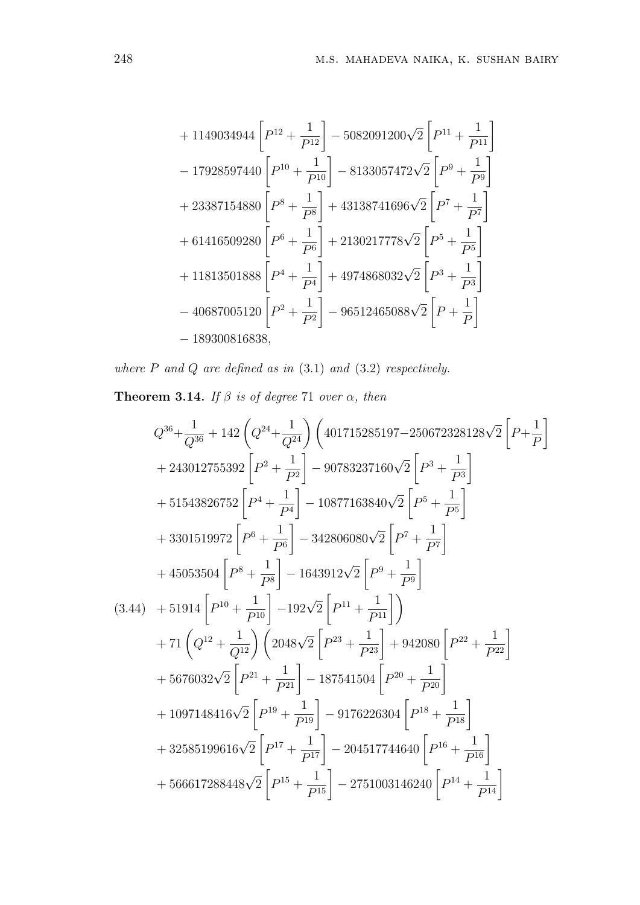$$
\begin{aligned}
&+1149034944\left[P^{12}+\frac{1}{P^{12}}\right]-5082091200\sqrt{2}\left[P^{11}+\frac{1}{P^{11}}\right]\\
&-17928597440\left[P^{10}+\frac{1}{P^{10}}\right]-8133057472\sqrt{2}\left[P^{9}+\frac{1}{P^{9}}\right]\\
&+23387154880\left[P^{8}+\frac{1}{P^{8}}\right]+43138741696\sqrt{2}\left[P^{7}+\frac{1}{P^{7}}\right]\\
&+61416509280\left[P^{6}+\frac{1}{P^{6}}\right]+2130217778\sqrt{2}\left[P^{5}+\frac{1}{P^{5}}\right]\\
&+11813501888\left[P^{4}+\frac{1}{P^{4}}\right]+4974868032\sqrt{2}\left[P^{3}+\frac{1}{P^{3}}\right]\\
&-40687005120\left[P^{2}+\frac{1}{P^{2}}\right]-96512465088\sqrt{2}\left[P+\frac{1}{P}\right]\\
&-189300816838,
\end{aligned}
$$

*where $P$ and $Q$ are defined as in* (3.1) *and* (3.2) *respectively.*

**Theorem 3.14.** *If $\beta$ is of degree* 71 *over $\alpha$, then*

$$
\begin{aligned}
&Q^{36}+\frac{1}{Q^{36}}+142\left(Q^{24}+\frac{1}{Q^{24}}\right)\left(401715285197-250672328128\sqrt{2}\left[P+\frac{1}{P}\right]\right.\\
&+243012755392\left[P^{2}+\frac{1}{P^{2}}\right]-90783237160\sqrt{2}\left[P^{3}+\frac{1}{P^{3}}\right]\\
&+51543826752\left[P^{4}+\frac{1}{P^{4}}\right]-10877163840\sqrt{2}\left[P^{5}+\frac{1}{P^{5}}\right]\\
&+3301519972\left[P^{6}+\frac{1}{P^{6}}\right]-342806080\sqrt{2}\left[P^{7}+\frac{1}{P^{7}}\right]\\
&+45053504\left[P^{8}+\frac{1}{P^{8}}\right]-1643912\sqrt{2}\left[P^{9}+\frac{1}{P^{9}}\right]\\
&\left.+51914\left[P^{10}+\frac{1}{P^{10}}\right]-192\sqrt{2}\left[P^{11}+\frac{1}{P^{11}}\right]\right)\\
&+71\left(Q^{12}+\frac{1}{Q^{12}}\right)\left(2048\sqrt{2}\left[P^{23}+\frac{1}{P^{23}}\right]+942080\left[P^{22}+\frac{1}{P^{22}}\right]\right.\\
&+5676032\sqrt{2}\left[P^{21}+\frac{1}{P^{21}}\right]-187541504\left[P^{20}+\frac{1}{P^{20}}\right]\\
&+1097148416\sqrt{2}\left[P^{19}+\frac{1}{P^{19}}\right]-9176226304\left[P^{18}+\frac{1}{P^{18}}\right]\\
&+32585199616\sqrt{2}\left[P^{17}+\frac{1}{P^{17}}\right]-204517744640\left[P^{16}+\frac{1}{P^{16}}\right]\\
&+566617288448\sqrt{2}\left[P^{15}+\frac{1}{P^{15}}\right]-2751003146240\left[P^{14}+\frac{1}{P^{14}}\right]
\end{aligned}
\tag{3.44}
$$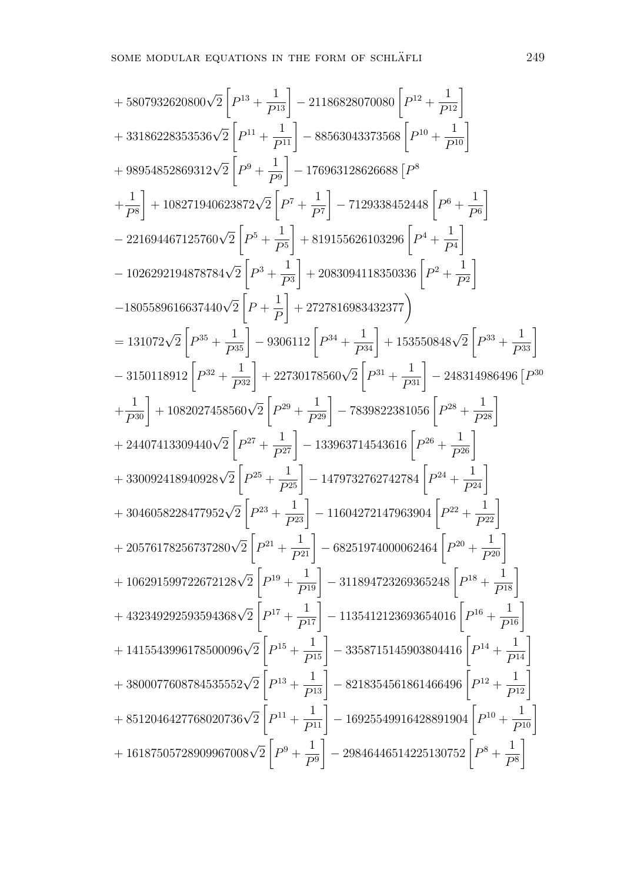$$
\begin{aligned}
&+ 5807932620800\sqrt{2}\left[P^{13}+\frac{1}{P^{13}}\right] - 21186828070080\left[P^{12}+\frac{1}{P^{12}}\right]\\
&+ 33186228353536\sqrt{2}\left[P^{11}+\frac{1}{P^{11}}\right] - 88563043373568\left[P^{10}+\frac{1}{P^{10}}\right]\\
&+ 98954852869312\sqrt{2}\left[P^{9}+\frac{1}{P^{9}}\right] - 176963128626688\left[P^{8}\right.\\
&\left.+\frac{1}{P^{8}}\right] + 108271940623872\sqrt{2}\left[P^{7}+\frac{1}{P^{7}}\right] - 7129338452448\left[P^{6}+\frac{1}{P^{6}}\right]\\
&- 221694467125760\sqrt{2}\left[P^{5}+\frac{1}{P^{5}}\right] + 819155626103296\left[P^{4}+\frac{1}{P^{4}}\right]\\
&- 1026292194878784\sqrt{2}\left[P^{3}+\frac{1}{P^{3}}\right] + 2083094118350336\left[P^{2}+\frac{1}{P^{2}}\right]\\
&\left.-1805589616637440\sqrt{2}\left[P+\frac{1}{P}\right] + 2727816983432377\right)\\
&= 131072\sqrt{2}\left[P^{35}+\frac{1}{P^{35}}\right] - 9306112\left[P^{34}+\frac{1}{P^{34}}\right] + 153550848\sqrt{2}\left[P^{33}+\frac{1}{P^{33}}\right]\\
&- 3150118912\left[P^{32}+\frac{1}{P^{32}}\right] + 22730178560\sqrt{2}\left[P^{31}+\frac{1}{P^{31}}\right] - 248314986496\left[P^{30}\right.\\
&\left.+\frac{1}{P^{30}}\right] + 1082027458560\sqrt{2}\left[P^{29}+\frac{1}{P^{29}}\right] - 7839822381056\left[P^{28}+\frac{1}{P^{28}}\right]\\
&+ 24407413309440\sqrt{2}\left[P^{27}+\frac{1}{P^{27}}\right] - 133963714543616\left[P^{26}+\frac{1}{P^{26}}\right]\\
&+ 330092418940928\sqrt{2}\left[P^{25}+\frac{1}{P^{25}}\right] - 1479732762742784\left[P^{24}+\frac{1}{P^{24}}\right]\\
&+ 3046058228477952\sqrt{2}\left[P^{23}+\frac{1}{P^{23}}\right] - 11604272147963904\left[P^{22}+\frac{1}{P^{22}}\right]\\
&+ 20576178256737280\sqrt{2}\left[P^{21}+\frac{1}{P^{21}}\right] - 68251974000062464\left[P^{20}+\frac{1}{P^{20}}\right]\\
&+ 106291599722672128\sqrt{2}\left[P^{19}+\frac{1}{P^{19}}\right] - 311894723269365248\left[P^{18}+\frac{1}{P^{18}}\right]\\
&+ 432349292593594368\sqrt{2}\left[P^{17}+\frac{1}{P^{17}}\right] - 1135412123693654016\left[P^{16}+\frac{1}{P^{16}}\right]\\
&+ 1415543996178500096\sqrt{2}\left[P^{15}+\frac{1}{P^{15}}\right] - 3358715145903804416\left[P^{14}+\frac{1}{P^{14}}\right]\\
&+ 3800077608784535552\sqrt{2}\left[P^{13}+\frac{1}{P^{13}}\right] - 8218354561861466496\left[P^{12}+\frac{1}{P^{12}}\right]\\
&+ 8512046427768020736\sqrt{2}\left[P^{11}+\frac{1}{P^{11}}\right] - 16925549916428891904\left[P^{10}+\frac{1}{P^{10}}\right]\\
&+ 16187505728909967008\sqrt{2}\left[P^{9}+\frac{1}{P^{9}}\right] - 29846446514225130752\left[P^{8}+\frac{1}{P^{8}}\right]
\end{aligned}
$$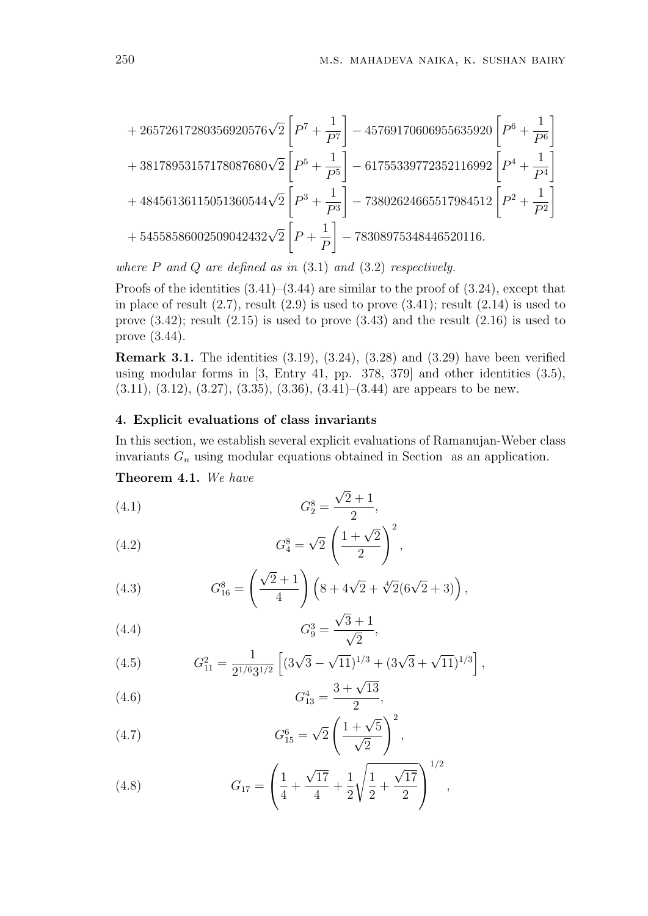$$
\begin{aligned}
&+ 26572617280356920576\sqrt{2}\left[P^7 + \frac{1}{P^7}\right] - 45769170606955635920\left[P^6 + \frac{1}{P^6}\right] \\
&+ 38178953157178087680\sqrt{2}\left[P^5 + \frac{1}{P^5}\right] - 61755339772352116992\left[P^4 + \frac{1}{P^4}\right] \\
&+ 48456136115051360544\sqrt{2}\left[P^3 + \frac{1}{P^3}\right] - 73802624665517984512\left[P^2 + \frac{1}{P^2}\right] \\
&+ 54558586002509042432\sqrt{2}\left[P + \frac{1}{P}\right] - 78308975348446520116.
\end{aligned}
$$

*where* $P$ *and* $Q$ *are defined as in* (3.1) *and* (3.2) *respectively.*

Proofs of the identities (3.41)–(3.44) are similar to the proof of (3.24), except that in place of result (2.7), result (2.9) is used to prove (3.41); result (2.14) is used to prove (3.42); result (2.15) is used to prove (3.43) and the result (2.16) is used to prove (3.44).

**Remark 3.1.** The identities (3.19), (3.24), (3.28) and (3.29) have been verified using modular forms in [3, Entry 41, pp. 378, 379] and other identities (3.5), (3.11), (3.12), (3.27), (3.35), (3.36), (3.41)–(3.44) are appears to be new.

## 4. Explicit evaluations of class invariants

In this section, we establish several explicit evaluations of Ramanujan-Weber class invariants $G_n$ using modular equations obtained in Section as an application.

**Theorem 4.1.** *We have*

$$G_2^8 = \frac{\sqrt{2}+1}{2}, \tag{4.1}$$

$$G_4^8 = \sqrt{2}\left(\frac{1+\sqrt{2}}{2}\right)^2, \tag{4.2}$$

$$G_{16}^8 = \left(\frac{\sqrt{2}+1}{4}\right)\left(8 + 4\sqrt{2} + \sqrt[4]{2}(6\sqrt{2}+3)\right), \tag{4.3}$$

$$G_9^3 = \frac{\sqrt{3}+1}{\sqrt{2}}, \tag{4.4}$$

$$G_{11}^2 = \frac{1}{2^{1/6}3^{1/2}}\left[(3\sqrt{3}-\sqrt{11})^{1/3} + (3\sqrt{3}+\sqrt{11})^{1/3}\right], \tag{4.5}$$

$$G_{13}^4 = \frac{3+\sqrt{13}}{2}, \tag{4.6}$$

$$G_{15}^6 = \sqrt{2}\left(\frac{1+\sqrt{5}}{\sqrt{2}}\right)^2, \tag{4.7}$$

$$G_{17} = \left(\frac{1}{4} + \frac{\sqrt{17}}{4} + \frac{1}{2}\sqrt{\frac{1}{2}+\frac{\sqrt{17}}{2}}\right)^{1/2}, \tag{4.8}$$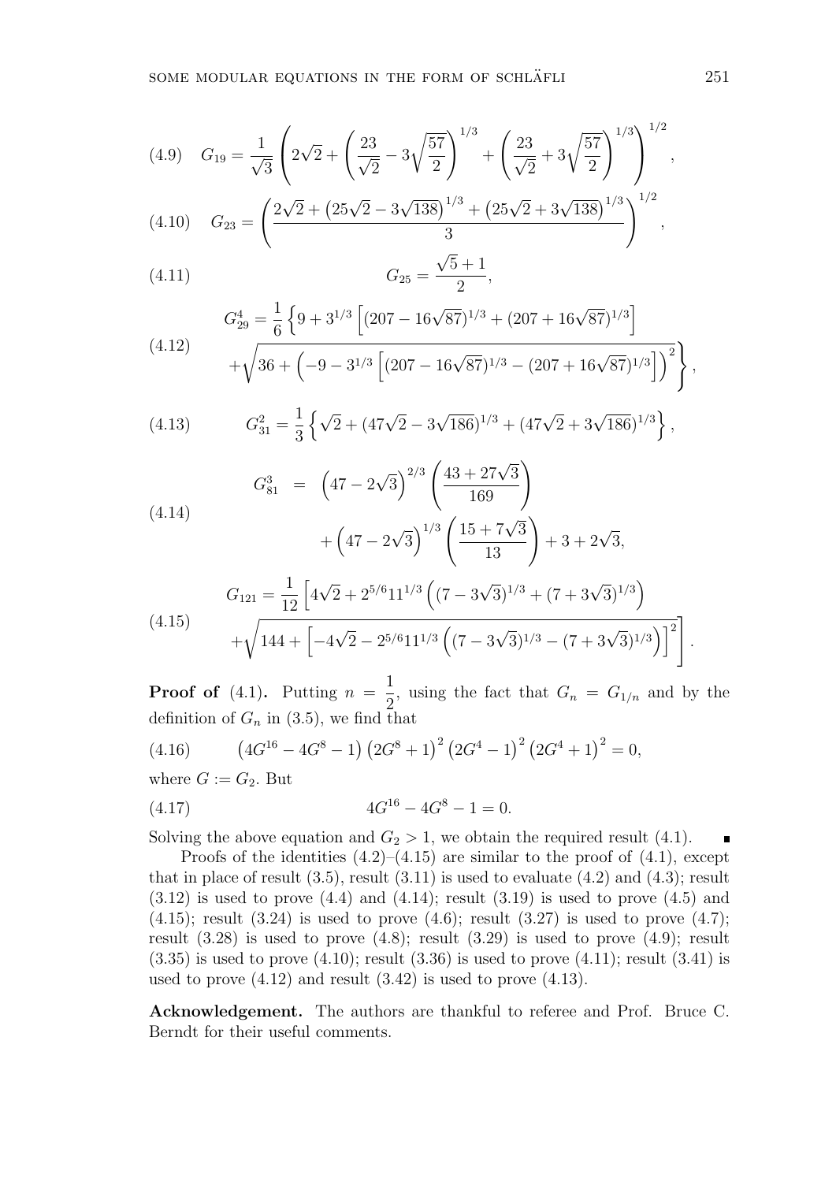$$G_{19} = \frac{1}{\sqrt{3}} \left( 2\sqrt{2} + \left( \frac{23}{\sqrt{2}} - 3\sqrt{\frac{57}{2}} \right)^{1/3} + \left( \frac{23}{\sqrt{2}} + 3\sqrt{\frac{57}{2}} \right)^{1/3} \right)^{1/2}, \tag{4.9}$$

$$G_{23} = \left( \frac{2\sqrt{2} + \left(25\sqrt{2} - 3\sqrt{138}\right)^{1/3} + \left(25\sqrt{2} + 3\sqrt{138}\right)^{1/3}}{3} \right)^{1/2}, \tag{4.10}$$

$$G_{25} = \frac{\sqrt{5}+1}{2}, \tag{4.11}$$

$$\begin{aligned} G_{29}^4 = \frac{1}{6} \Big\{ & 9 + 3^{1/3} \left[ (207 - 16\sqrt{87})^{1/3} + (207 + 16\sqrt{87})^{1/3} \right] \\ & + \sqrt{36 + \left( -9 - 3^{1/3} \left[ (207 - 16\sqrt{87})^{1/3} - (207 + 16\sqrt{87})^{1/3} \right] \right)^2} \Big\}, \end{aligned} \tag{4.12}$$

$$G_{31}^2 = \frac{1}{3} \left\{ \sqrt{2} + (47\sqrt{2} - 3\sqrt{186})^{1/3} + (47\sqrt{2} + 3\sqrt{186})^{1/3} \right\}, \tag{4.13}$$

$$\begin{aligned} G_{81}^3 \;=\; & \left(47 - 2\sqrt{3}\right)^{2/3} \left( \frac{43 + 27\sqrt{3}}{169} \right) \\ & + \left(47 - 2\sqrt{3}\right)^{1/3} \left( \frac{15 + 7\sqrt{3}}{13} \right) + 3 + 2\sqrt{3}, \end{aligned} \tag{4.14}$$

$$\begin{aligned} G_{121} = \frac{1}{12} \Big[ & 4\sqrt{2} + 2^{5/6} 11^{1/3} \left( (7 - 3\sqrt{3})^{1/3} + (7 + 3\sqrt{3})^{1/3} \right) \\ & + \sqrt{144 + \left[ -4\sqrt{2} - 2^{5/6} 11^{1/3} \left( (7 - 3\sqrt{3})^{1/3} - (7 + 3\sqrt{3})^{1/3} \right) \right]^2} \Big]. \end{aligned} \tag{4.15}$$

**Proof of** (4.1)**.** Putting $n = \frac{1}{2}$, using the fact that $G_n = G_{1/n}$ and by the definition of $G_n$ in (3.5), we find that

$$\left(4G^{16} - 4G^8 - 1\right)\left(2G^8 + 1\right)^2\left(2G^4 - 1\right)^2\left(2G^4 + 1\right)^2 = 0, \tag{4.16}$$

where $G := G_2$. But

$$4G^{16} - 4G^8 - 1 = 0. \tag{4.17}$$

Solving the above equation and $G_2 > 1$, we obtain the required result (4.1). ∎

Proofs of the identities (4.2)–(4.15) are similar to the proof of (4.1), except that in place of result (3.5), result (3.11) is used to evaluate (4.2) and (4.3); result (3.12) is used to prove (4.4) and (4.14); result (3.19) is used to prove (4.5) and (4.15); result (3.24) is used to prove (4.6); result (3.27) is used to prove (4.7); result (3.28) is used to prove (4.8); result (3.29) is used to prove (4.9); result (3.35) is used to prove (4.10); result (3.36) is used to prove (4.11); result (3.41) is used to prove (4.12) and result (3.42) is used to prove (4.13).

**Acknowledgement.** The authors are thankful to referee and Prof. Bruce C. Berndt for their useful comments.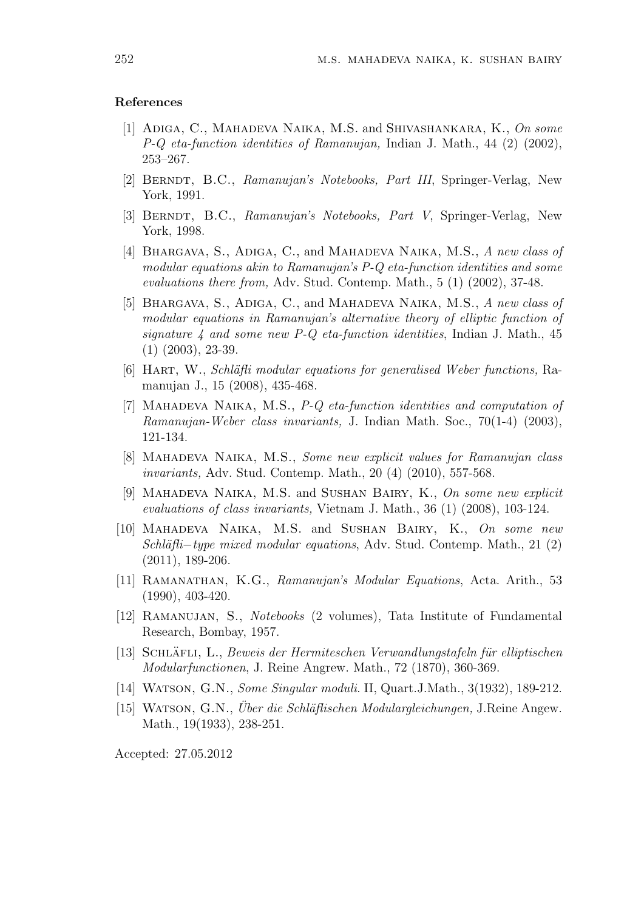## References

[1] Adiga, C., Mahadeva Naika, M.S. and Shivashankara, K., *On some P-Q eta-function identities of Ramanujan,* Indian J. Math., 44 (2) (2002), 253–267.

[2] Berndt, B.C., *Ramanujan's Notebooks, Part III*, Springer-Verlag, New York, 1991.

[3] Berndt, B.C., *Ramanujan's Notebooks, Part V*, Springer-Verlag, New York, 1998.

[4] Bhargava, S., Adiga, C., and Mahadeva Naika, M.S., *A new class of modular equations akin to Ramanujan's P-Q eta-function identities and some evaluations there from,* Adv. Stud. Contemp. Math., 5 (1) (2002), 37-48.

[5] Bhargava, S., Adiga, C., and Mahadeva Naika, M.S., *A new class of modular equations in Ramanujan's alternative theory of elliptic function of signature 4 and some new P-Q eta-function identities*, Indian J. Math., 45 (1) (2003), 23-39.

[6] Hart, W., *Schläfli modular equations for generalised Weber functions,* Ramanujan J., 15 (2008), 435-468.

[7] Mahadeva Naika, M.S., *P-Q eta-function identities and computation of Ramanujan-Weber class invariants,* J. Indian Math. Soc., 70(1-4) (2003), 121-134.

[8] Mahadeva Naika, M.S., *Some new explicit values for Ramanujan class invariants,* Adv. Stud. Contemp. Math., 20 (4) (2010), 557-568.

[9] Mahadeva Naika, M.S. and Sushan Bairy, K., *On some new explicit evaluations of class invariants,* Vietnam J. Math., 36 (1) (2008), 103-124.

[10] Mahadeva Naika, M.S. and Sushan Bairy, K., *On some new Schläfli−type mixed modular equations*, Adv. Stud. Contemp. Math., 21 (2) (2011), 189-206.

[11] Ramanathan, K.G., *Ramanujan's Modular Equations*, Acta. Arith., 53 (1990), 403-420.

[12] Ramanujan, S., *Notebooks* (2 volumes), Tata Institute of Fundamental Research, Bombay, 1957.

[13] Schläfli, L., *Beweis der Hermiteschen Verwandlungstafeln für elliptischen Modularfunctionen*, J. Reine Angrew. Math., 72 (1870), 360-369.

[14] Watson, G.N., *Some Singular moduli*. II, Quart.J.Math., 3(1932), 189-212.

[15] Watson, G.N., *Über die Schläflischen Modulargleichungen,* J.Reine Angew. Math., 19(1933), 238-251.

Accepted: 27.05.2012